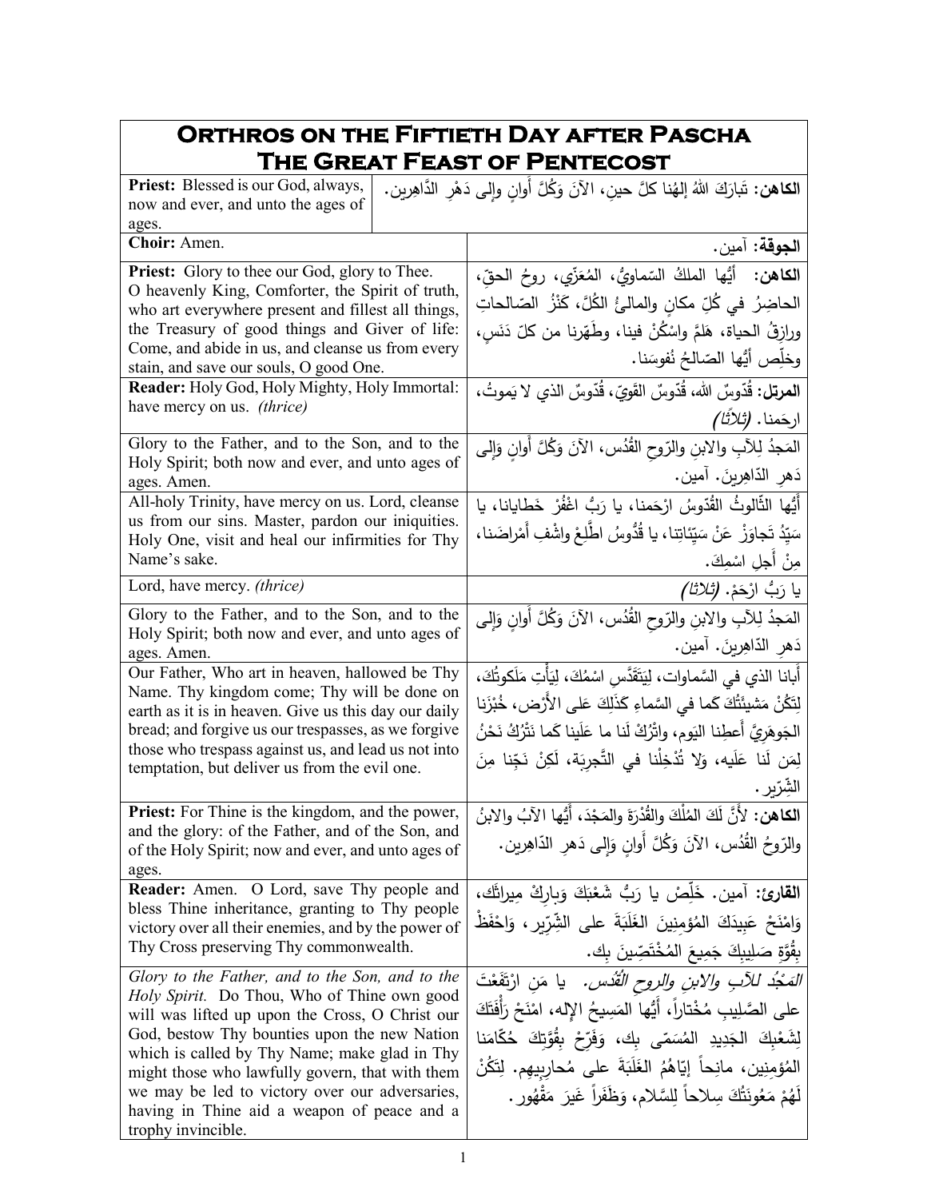# Orthros on the Fiftieth Day after Pascha
# The Great Feast of Pentecost

| English | Arabic |
|---|---|
| **Priest:** Blessed is our God, always, now and ever, and unto the ages of ages. | **الكاهن:** تَبارَكَ اللهُ إلهُنا كلَّ حينٍ، الآنَ وَكُلَّ أوانٍ وإلى دَهْرِ الدَّاهِرين. |
| **Choir:** Amen. | **الجوقة:** آمين. |
| **Priest:** Glory to thee our God, glory to Thee. O heavenly King, Comforter, the Spirit of truth, who art everywhere present and fillest all things, the Treasury of good things and Giver of life: Come, and abide in us, and cleanse us from every stain, and save our souls, O good One. | **الكاهن:** أيُّها الملكُ السّماويُّ، المُعَزّي، روحُ الحقّ، الحاضِرُ في كُلِّ مكانٍ والمالئُ الكُلَّ، كَنْزُ الصّالحاتِ ورازِقُ الحياة، هَلُمَّ واسْكُنْ فينا، وطَهِّرنا من كلّ دَنَسٍ، وخلِّص أيُّها الصّالحُ نُفوسَنا. |
| **Reader:** Holy God, Holy Mighty, Holy Immortal: have mercy on us. *(thrice)* | **المرتل:** قُدّوسٌ الله، قُدّوسٌ القَويّ، قُدّوسٌ الذي لا يَموتُ، ارحَمنا. *(ثلاثاً)* |
| Glory to the Father, and to the Son, and to the Holy Spirit; both now and ever, and unto ages of ages. Amen. | المَجدُ لِلآبِ والابنِ والرّوحِ القُدُس، الآنَ وَكُلَّ أوانٍ وَإِلى دَهرِ الدّاهِرينَ. آمين. |
| All-holy Trinity, have mercy on us. Lord, cleanse us from our sins. Master, pardon our iniquities. Holy One, visit and heal our infirmities for Thy Name's sake. | أيُّها الثّالوثُ القُدّوسُ ارْحَمنا، يا رَبُّ اغْفُرْ خَطايانا، يا سَيِّدُ تَجاوَزْ عَنْ سَيِّئاتِنا، يا قُدُّوسُ اطَّلِعْ واشْفِ أَمْراضَنا، مِنْ أَجلِ اسْمِكَ. |
| Lord, have mercy. *(thrice)* | يا رَبُّ ارْحَمْ. *(ثلاثاً)* |
| Glory to the Father, and to the Son, and to the Holy Spirit; both now and ever, and unto ages of ages. Amen. | المَجدُ لِلآبِ والابنِ والرّوحِ القُدُس، الآنَ وَكُلَّ أوانٍ وَإِلى دَهرِ الدّاهِرينَ. آمين. |
| Our Father, Who art in heaven, hallowed be Thy Name. Thy kingdom come; Thy will be done on earth as it is in heaven. Give us this day our daily bread; and forgive us our trespasses, as we forgive those who trespass against us, and lead us not into temptation, but deliver us from the evil one. | أَبانا الذي في السَّماوات، لِيَتَقَدَّسِ اسْمُكَ، لِيَأْتِ مَلَكوتُكَ، لِتَكُنْ مَشيئَتُكَ كَما في السَّماءِ كَذَلِكَ عَلى الأَرْض، خُبْزَنا الجَوهَرِيَّ أَعطِنا اليَوم، واتْرُكْ لَنا ما عَلَينا كَما نَتْرُكُ نَحْنُ لِمَن لَنا عَلَيه، وَلا تُدْخِلْنا في التَّجرِبَة، لَكِنْ نَجِّنا مِنَ الشِّرّير. |
| **Priest:** For Thine is the kingdom, and the power, and the glory: of the Father, and of the Son, and of the Holy Spirit; now and ever, and unto ages of ages. | **الكاهن:** لأَنَّ لَكَ المُلْكَ والقُدْرَةَ والمَجْدَ، أَيُّها الآبُ والابنُ والرّوحُ القُدُس، الآنَ وَكُلَّ أَوانٍ وَإِلى دَهرِ الدّاهِرين. |
| **Reader:** Amen. O Lord, save Thy people and bless Thine inheritance, granting to Thy people victory over all their enemies, and by the power of Thy Cross preserving Thy commonwealth. | **القارئ:** آمين. خَلِّصْ يا رَبُّ شَعْبَكَ وَبارِكْ مِيراثَكَ، وَامْنَحْ عَبِيدَكَ المُؤمِنينَ الغَلَبَةَ على الشِّرّير، وَاحْفَظْ بِقُوَّةِ صَليبِكَ جَميعَ المُخْتَصّينَ بِك. |
| *Glory to the Father, and to the Son, and to the Holy Spirit.* Do Thou, Who of Thine own good will was lifted up upon the Cross, O Christ our God, bestow Thy bounties upon the new Nation which is called by Thy Name; make glad in Thy might those who lawfully govern, that with them we may be led to victory over our adversaries, having in Thine aid a weapon of peace and a trophy invincible. | *المَجْدُ للآبِ والابنِ والروحِ القُدُس.* يا مَن ارْتَفَعْتَ على الصَّليبِ مُخْتاراً، أَيُّها المَسِيحُ الإله، امْنَحْ رَأْفَتَكَ لِشَعْبِكَ الجَديدِ المُسَمّى بِك، وَفَرِّحْ بِقُوَّتِكَ حُكّامَنا المُؤمِنين، مانِحاً إيّاهُمُ الغَلَبَةَ على مُحارِبِيهِم. لِتَكُنْ لَهُمْ مَعُونَتُكَ سِلاحاً لِلسَّلام، وَظَفَراً غَيرَ مَقْهُور. |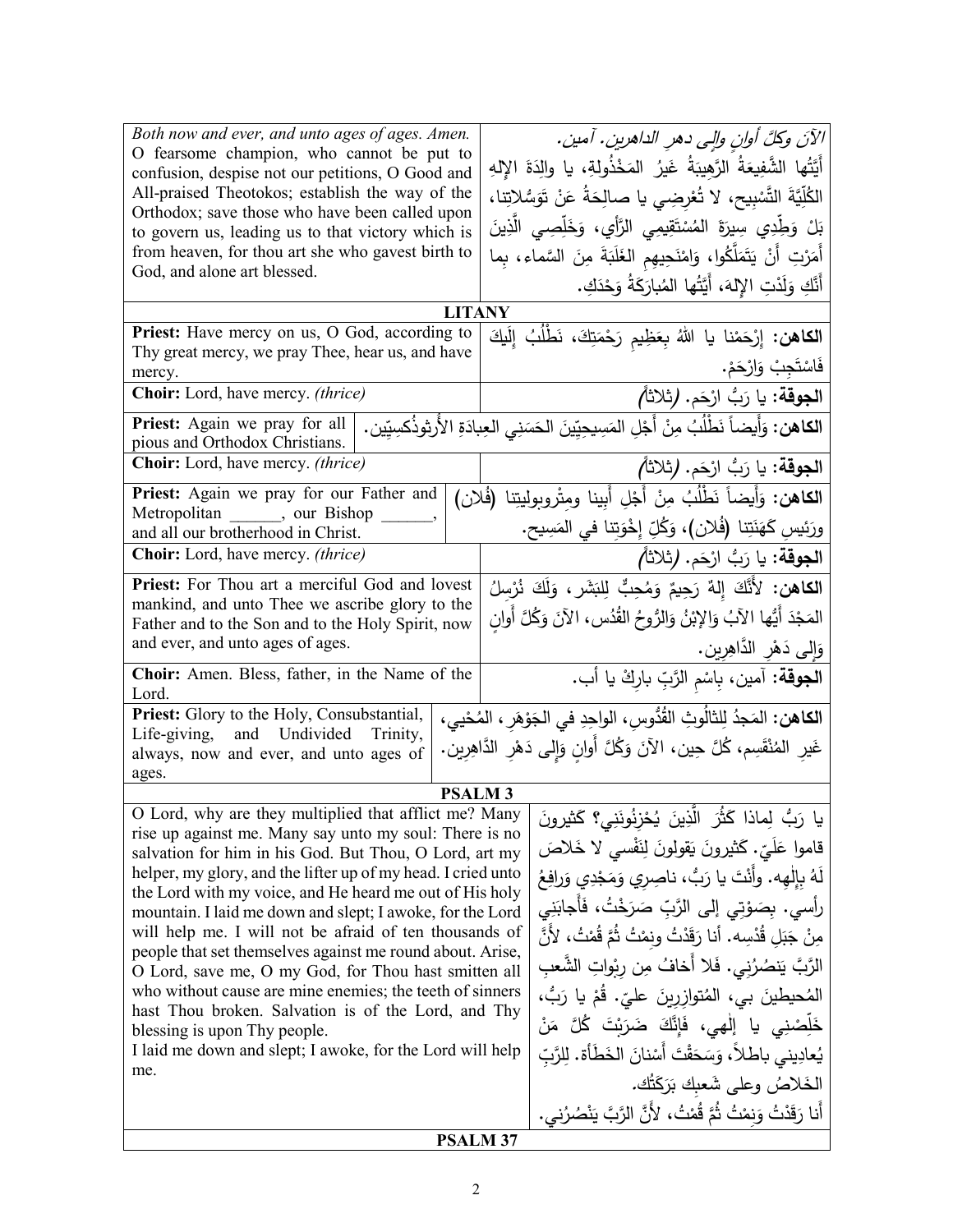| | |
|---|---|
| *Both now and ever, and unto ages of ages. Amen.* O fearsome champion, who cannot be put to confusion, despise not our petitions, O Good and All-praised Theotokos; establish the way of the Orthodox; save those who have been called upon to govern us, leading us to that victory which is from heaven, for thou art she who gavest birth to God, and alone art blessed. | *الآنَ وكلَّ أوانٍ وإلى دهرِ الداهرين. آمين.* أَيَّتُها الشَّفِيعَةُ الرَّهِيبَةُ غَيرُ المَخْذُولةِ، يا والِدَةَ الإلهِ الكُلِّيَّةَ التَّسْبِيحِ، لا تُعْرِضِي يا صالِحَةُ عَنْ تَوَسُّلاتِنا، بَلْ وَطِّدِي سِيرَةَ المُسْتَقِيمِي الرَّأْيِ، وَخَلِّصِي الَّذِينَ أَمَرْتِ أَنْ يَتَمَلَّكُوا، وَامْنَحِيهِمِ الغَلَبَةَ مِنَ السَّماءِ، بِما أَنَّكِ وَلَدْتِ الإلهَ، أَيَّتُها المُبارَكَةُ وَحْدَكِ. |

## LITANY

| | |
|---|---|
| **Priest:** Have mercy on us, O God, according to Thy great mercy, we pray Thee, hear us, and have mercy. | **الكاهن:** إرْحَمْنا يا اللهُ بِعَظِيمِ رَحْمَتِكَ، نَطْلُبُ إِلَيكَ فَاسْتَجِبْ وَارْحَمْ. |
| **Choir:** Lord, have mercy. *(thrice)* | **الجوقة:** يا رَبُّ ارْحَم. *(ثلاثاً)* |
| **Priest:** Again we pray for all pious and Orthodox Christians. | **الكاهن:** وَأَيضاً نَطْلُبُ مِنْ أَجْلِ المَسِيحِيِّينَ الحَسَنِي العِبادَةِ الأُرثوذُكسِيِّين. |
| **Choir:** Lord, have mercy. *(thrice)* | **الجوقة:** يا رَبُّ ارْحَم. *(ثلاثاً)* |
| **Priest:** Again we pray for our Father and Metropolitan ______, our Bishop ______, and all our brotherhood in Christ. | **الكاهن:** وَأَيضاً نَطْلُبُ مِنْ أَجْلِ أَبِينا ومِتْروبوليتِنا (فُلان) ورَئِيسِ كَهَنَتِنا (فُلان)، وَكُلِّ إِخْوَتِنا في المَسِيح. |
| **Choir:** Lord, have mercy. *(thrice)* | **الجوقة:** يا رَبُّ ارْحَم. *(ثلاثاً)* |
| **Priest:** For Thou art a merciful God and lovest mankind, and unto Thee we ascribe glory to the Father and to the Son and to the Holy Spirit, now and ever, and unto ages of ages. | **الكاهن:** لأَنَّكَ إِلهٌ رَحِيمٌ وَمُحِبٌّ لِلبَشَرِ، وَلَكَ نُرْسِلُ المَجْدَ أَيُّها الآبُ وَالإبْنُ وَالرُّوحُ القُدُس، الآنَ وَكُلَّ أَوانٍ وَإِلى دَهْرِ الدَّاهِرِين. |
| **Choir:** Amen. Bless, father, in the Name of the Lord. | **الجوقة:** آمين، بِاسْمِ الرَّبِّ بارِكْ يا أب. |
| **Priest:** Glory to the Holy, Consubstantial, Life-giving, and Undivided Trinity, always, now and ever, and unto ages of ages. | **الكاهن:** المَجدُ لِلثالُوثِ القُدُّوسِ، الواحِدِ في الجَوْهَرِ، المُحْيي، غَيرِ المُنْقَسِم، كُلَّ حِين، الآنَ وَكُلَّ أَوانٍ وَإِلى دَهْرِ الدَّاهِرِين. |

## PSALM 3

| | |
|---|---|
| O Lord, why are they multiplied that afflict me? Many rise up against me. Many say unto my soul: There is no salvation for him in his God. But Thou, O Lord, art my helper, my glory, and the lifter up of my head. I cried unto the Lord with my voice, and He heard me out of His holy mountain. I laid me down and slept; I awoke, for the Lord will help me. I will not be afraid of ten thousands of people that set themselves against me round about. Arise, O Lord, save me, O my God, for Thou hast smitten all who without cause are mine enemies; the teeth of sinners hast Thou broken. Salvation is of the Lord, and Thy blessing is upon Thy people.<br>I laid me down and slept; I awoke, for the Lord will help me. | يا رَبُّ لِماذا كَثُرَ الَّذِينَ يُحْزِنُونَنِي؟ كَثيرونَ قاموا عَلَيّ. كَثيرونَ يَقولونَ لِنَفْسي لا خَلاصَ لَهُ بِإِلْهِه. وأَنْتَ يا رَبُّ، ناصِرِي وَمَجْدِي وَرافِعُ رأسِي. بِصَوْتِي إلى الرَّبِّ صَرَخْتُ، فَأَجابَنِي مِنْ جَبَلِ قُدْسِه. أنا رَقَدْتُ ونِمْتُ ثُمَّ قُمْتُ، لأَنَّ الرَّبَّ يَنصُرُني. فَلا أَخافُ مِن رِبْواتِ الشَّعبِ المُحيطينَ بي، المُتوازِرِينَ عليّ. قُمْ يا رَبُّ، خَلِّصْنِي يا إِلْهي، فَإِنَّكَ ضَرَبْتَ كُلَّ مَنْ يُعادِيني باطلاً، وَسَحَقْتَ أَسْنانَ الخَطَأَة. لِلرَّبِّ الخَلاصُ وعلى شَعبِكَ بَرَكَتُك.<br>أَنا رَقَدْتُ وَنِمْتُ ثُمَّ قُمْتُ، لأَنَّ الرَّبَّ يَنْصُرُني. |

## PSALM 37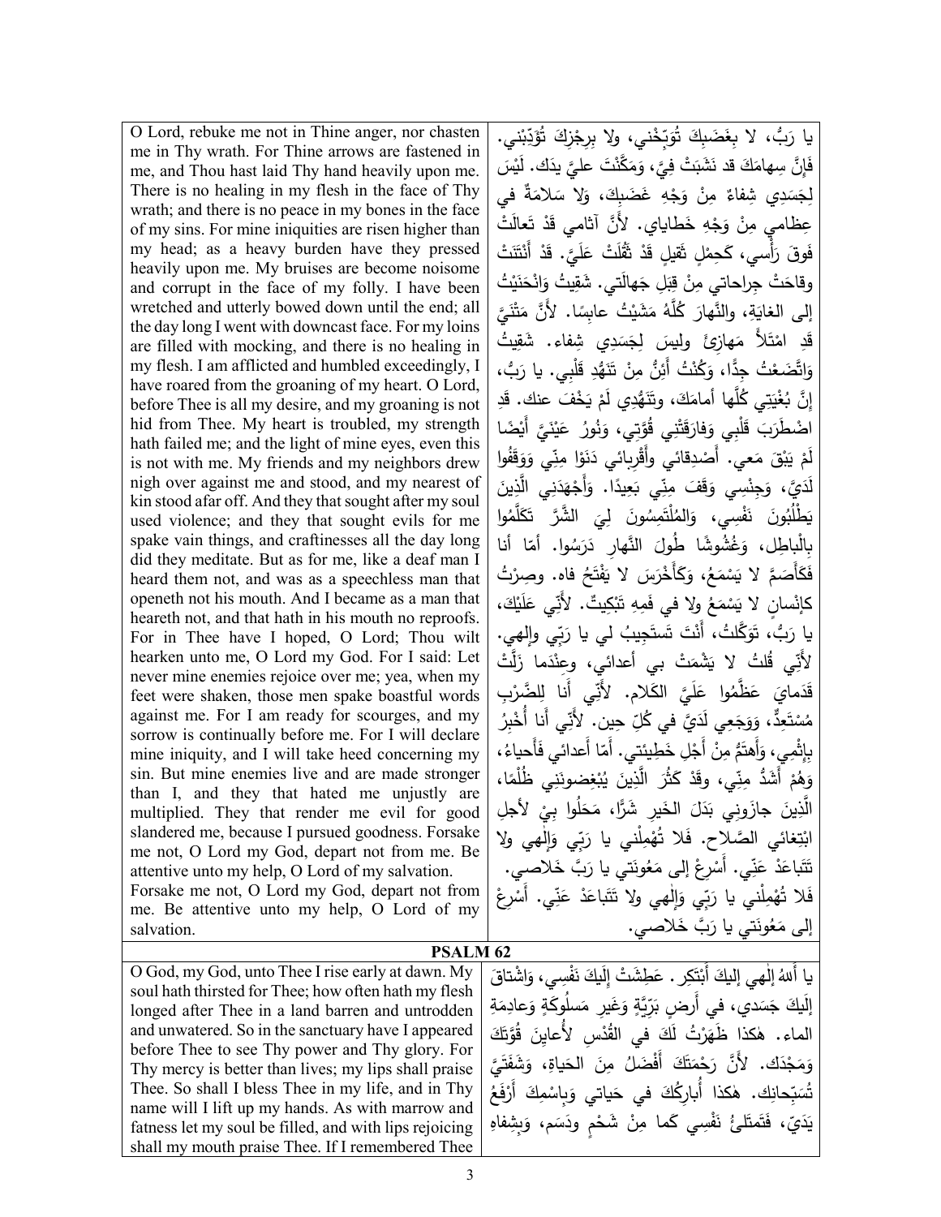| | |
|---|---|
| O Lord, rebuke me not in Thine anger, nor chasten me in Thy wrath. For Thine arrows are fastened in me, and Thou hast laid Thy hand heavily upon me. There is no healing in my flesh in the face of Thy wrath; and there is no peace in my bones in the face of my sins. For mine iniquities are risen higher than my head; as a heavy burden have they pressed heavily upon me. My bruises are become noisome and corrupt in the face of my folly. I have been wretched and utterly bowed down until the end; all the day long I went with downcast face. For my loins are filled with mocking, and there is no healing in my flesh. I am afflicted and humbled exceedingly, I have roared from the groaning of my heart. O Lord, before Thee is all my desire, and my groaning is not hid from Thee. My heart is troubled, my strength hath failed me; and the light of mine eyes, even this is not with me. My friends and my neighbors drew nigh over against me and stood, and my nearest of kin stood afar off. And they that sought after my soul used violence; and they that sought evils for me spake vain things, and craftinesses all the day long did they meditate. But as for me, like a deaf man I heard them not, and was as a speechless man that openeth not his mouth. And I became as a man that heareth not, and that hath in his mouth no reproofs. For in Thee have I hoped, O Lord; Thou wilt hearken unto me, O Lord my God. For I said: Let never mine enemies rejoice over me; yea, when my feet were shaken, those men spake boastful words against me. For I am ready for scourges, and my sorrow is continually before me. For I will declare mine iniquity, and I will take heed concerning my sin. But mine enemies live and are made stronger than I, and they that hated me unjustly are multiplied. They that render me evil for good slandered me, because I pursued goodness. Forsake me not, O Lord my God, depart not from me. Be attentive unto my help, O Lord of my salvation.<br>Forsake me not, O Lord my God, depart not from me. Be attentive unto my help, O Lord of my salvation. | يا رَبُّ، لا بِغَضَبِكَ تُوَبِّخْني، ولا بِرِجْزِكَ تُؤَدِّبْني. فَإِنَّ سِهامَكَ قد نَشَبَتْ فِيَّ، وَمَكَّنْتَ عليَّ يدَك. لَيْسَ لِجَسَدِي شِفاءٌ مِنْ وَجْهِ غَضَبِكَ، وَلا سَلامَةٌ في عِظامي مِنْ وَجْهِ خَطاياي. لأَنَّ آثامي قَدْ تَعالَتْ فَوقَ رَأْسي، كَحِمْلٍ ثَقيلٍ قَدْ ثَقُلَتْ عَلَيَّ. قَدْ أَنْتَنَتْ وقاحَتْ جِراحاتي مِنْ قِبَلِ جَهالَتي. شَقِيتُ وَانْحَنَيْتُ إلى الغايَةِ، والنَّهارَ كُلَّهُ مَشَيْتُ عابِسًا. لأَنَّ مَتْنَيَّ قَدِ امْتَلأَ مَهازِئَ وليسَ لِجَسَدِي شِفاء. شَقِيتُ وَاتَّضَعْتُ جِدًّا، وَكُنْتُ أَئِنُّ مِنْ تَنَهُّدِ قَلْبِي. يا رَبُّ، إِنَّ بُغْيَتِي كُلَّها أَمامَكَ، وتَنَهُّدِي لَمْ يَخْفَ عنك. قَدِ اضْطَرَبَ قَلْبِي وَفارَقَتْنِي قُوَّتِي، وَنُورُ عَيْنَيَّ أَيْضًا لَمْ يَبْقَ مَعي. أَصْدِقائي وأَقْرِبائي دَنَوْا مِنِّي وَوَقَفُوا لَدَيَّ، وَجِنْسِي وَقَفَ مِنِّي بَعِيدًا. وَأَجْهَدَنِي الَّذِينَ يَطْلُبُونَ نَفْسِي، وَالمُلْتَمِسُونَ لِيَ الشَّرَّ تَكَلَّمُوا بِالْباطِلِ، وَغُشُوشًا طُولَ النَّهارِ دَرَسُوا. أمّا أنا فَكَأَصَمَّ لا يَسْمَعُ، وَكَأَخْرَسَ لا يَفْتَحُ فاه. وصِرْتُ كإِنْسانٍ لا يَسْمَعُ ولا في فَمِهِ تَبْكِيتٌ. لأَنِّي عَلَيْكَ، يا رَبُّ، تَوَكَّلتُ، أَنْتَ تَستَجِيبُ لي يا رَبّي وإلٰهي. لأَنِّي قُلتُ لا يَشْمَتْ بي أعدائي، وعِنْدَما زَلَّتْ قَدَمايَ عَظَّمُوا عَلَيَّ الكَلام. لأَنِّي أَنا لِلضَّرْبِ مُسْتَعِدٌّ، وَوَجَعِي لَدَيَّ في كُلِّ حِين. لأَنِّي أَنا أُخْبِرُ بِإِثْمِي، وَأَهتَمُّ مِنْ أَجْلِ خَطِيئتي. أَمّا أَعدائي فَأَحياءُ، وَهُمْ أَشَدُّ مِنِّي، وقَدْ كَثُرَ الَّذِينَ يُبْغِضونَنِي ظُلْمًا، الَّذِينَ جازَوني بَدَلَ الخَيرِ شَرًّا، مَحَلُوا بِيْ لأجلِ ابْتِغائي الصَّلاح. فَلا تُهْمِلْني يا رَبّي وَإِلٰهي ولا تَتَباعَدْ عَنِّي. أَسْرِعْ إلى مَعُونَتي يا رَبَّ خَلاصي.<br>فَلا تُهْمِلْني يا رَبّي وَإِلٰهي ولا تَتَباعَدْ عَنِّي. أَسْرِعْ إلى مَعُونَتي يا رَبَّ خَلاصي. |

## PSALM 62

| | |
|---|---|
| O God, my God, unto Thee I rise early at dawn. My soul hath thirsted for Thee; how often hath my flesh longed after Thee in a land barren and untrodden and unwatered. So in the sanctuary have I appeared before Thee to see Thy power and Thy glory. For Thy mercy is better than lives; my lips shall praise Thee. So shall I bless Thee in my life, and in Thy name will I lift up my hands. As with marrow and fatness let my soul be filled, and with lips rejoicing shall my mouth praise Thee. If I remembered Thee | يا أَللهُ إلٰهي إليكَ أَبْتَكِر. عَطِشَتْ إِلَيكَ نَفْسِي، وَاشْتاقَ إِلَيكَ جَسَدي، في أَرضٍ بَرِّيَّةٍ وَغَيرِ مَسلُوكَةٍ وَعادِمَةِ الماء. هٰكذا ظَهَرْتُ لَكَ في القُدْسِ لأُعايِنَ قُوَّتَكَ وَمَجْدَك. لأَنَّ رَحْمَتَكَ أَفْضَلُ مِنَ الحَياةِ، وَشَفَتَيَّ تُسَبِّحانِك. هٰكذا أُبارِكُكَ في حَياتي وَبِاسْمِكَ أَرْفَعُ يَدَيّ، فَتَمتَلِئُ نَفْسِي كَما مِنْ شَحْمٍ ودَسَم، وَبِشِفاهِ |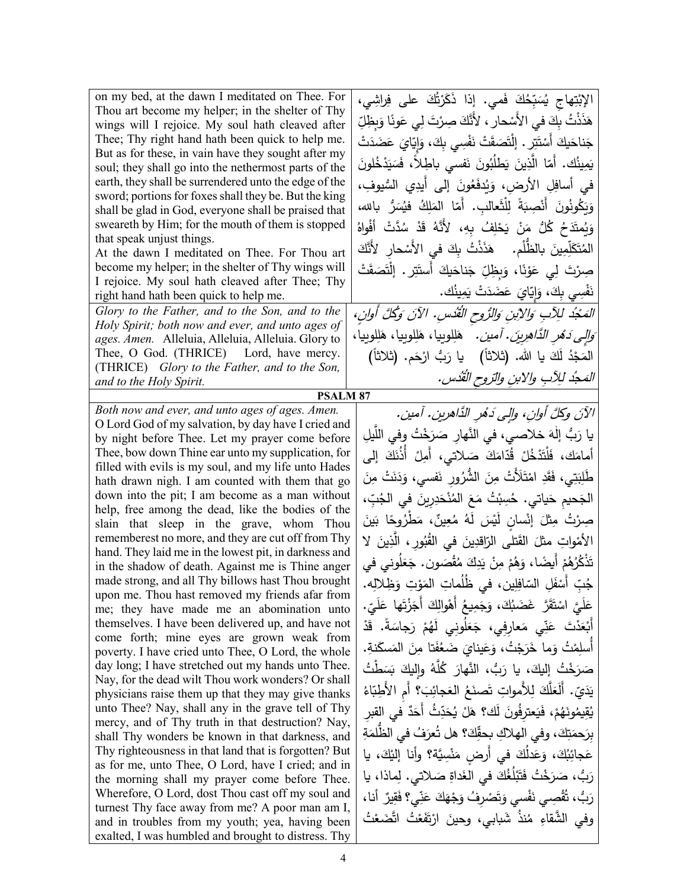| | |
|---|---|
| on my bed, at the dawn I meditated on Thee. For Thou art become my helper; in the shelter of Thy wings will I rejoice. My soul hath cleaved after Thee; Thy right hand hath been quick to help me. But as for these, in vain have they sought after my soul; they shall go into the nethermost parts of the earth, they shall be surrendered unto the edge of the sword; portions for foxes shall they be. But the king shall be glad in God, everyone shall be praised that sweareth by Him; for the mouth of them is stopped that speak unjust things. At the dawn I meditated on Thee. For Thou art become my helper; in the shelter of Thy wings will I rejoice. My soul hath cleaved after Thee; Thy right hand hath been quick to help me. | الإبْتِهاجِ يُسَبِّحُكَ فَمي. إذا ذَكَرْتُكَ على فِراشِي، هَذَذْتُ بِكَ في الأَسْحار، لأَنَّكَ صِرْتَ لِي عَونًا وَبِظِلِّ جَناحَيكَ أَسْتَتِر. إلْتَصَقَتْ نَفْسِي بِكَ، وَإِيّايَ عَضَدَتْ يَمِينُك. أَمّا الَّذِينَ يَطلُبُونَ نَفسي باطِلاً، فَسَيَدْخُلونَ في أسافِلِ الأرض، وَيُدفَعُونَ إلى أَيدِي السُّيوفِ، وَيَكُونُونَ أَنْصِبَةً لِلْثَّعالِب. أَمّا المَلِكُ فيُسَرُّ بالله، وَيُمتَدَحُ كُلُّ مَنْ يَحْلِفُ بِهِ، لأَنَّهُ قَدْ سُدَّتْ أفْواهُ المُتَكَلِّمِينَ بالظُّلْم. هَذَذْتُ بِكَ في الأَسْحارِ لأَنَّكَ صِرْتَ لِي عَوْنًا، وَبِظِلِّ جَناحَيكَ أَستَتِر. إلْتَصَقَتْ نَفْسِي بِكَ، وَإِيّايَ عَضَدَتْ يَمِينُك. |
| *Glory to the Father, and to the Son, and to the Holy Spirit; both now and ever, and unto ages of ages. Amen.* Alleluia, Alleluia, Alleluia. Glory to Thee, O God. (THRICE) Lord, have mercy. (THRICE) *Glory to the Father, and to the Son, and to the Holy Spirit.* | *المَجْدُ لِلآبِ وَالابْنِ وَالرُّوحِ القُدُس. الآنَ وَكُلَّ أوانٍ، وَإِلى دَهْرِ الدَّاهِرِينَ. آمين.* هَلِلوييا، هَلِلوييا، هَلِلوييا، المَجْدُ لَكَ يا الله. (ثلاثاً) يا رَبُّ ارْحَم. (ثلاثاً) *المَجدُ لِلآبِ والابنِ والرّوحِ القُدُس.* |

**PSALM 87**

| | |
|---|---|
| *Both now and ever, and unto ages of ages. Amen.* O Lord God of my salvation, by day have I cried and by night before Thee. Let my prayer come before Thee, bow down Thine ear unto my supplication, for filled with evils is my soul, and my life unto Hades hath drawn nigh. I am counted with them that go down into the pit; I am become as a man without help, free among the dead, like the bodies of the slain that sleep in the grave, whom Thou rememberest no more, and they are cut off from Thy hand. They laid me in the lowest pit, in darkness and in the shadow of death. Against me is Thine anger made strong, and all Thy billows hast Thou brought upon me. Thou hast removed my friends afar from me; they have made me an abomination unto themselves. I have been delivered up, and have not come forth; mine eyes are grown weak from poverty. I have cried unto Thee, O Lord, the whole day long; I have stretched out my hands unto Thee. Nay, for the dead wilt Thou work wonders? Or shall physicians raise them up that they may give thanks unto Thee? Nay, shall any in the grave tell of Thy mercy, and of Thy truth in that destruction? Nay, shall Thy wonders be known in that darkness, and Thy righteousness in that land that is forgotten? But as for me, unto Thee, O Lord, have I cried; and in the morning shall my prayer come before Thee. Wherefore, O Lord, dost Thou cast off my soul and turnest Thy face away from me? A poor man am I, and in troubles from my youth; yea, having been exalted, I was humbled and brought to distress. Thy | *الآنَ وكلَّ أوانٍ، وإلى دَهْرِ الدَّاهرين. آمين.* يا رَبُّ إلَهَ خلاصي، في النَّهارِ صَرَخْتُ وفي اللَّيلِ أمامَك، فَلْتَدْخُلْ قُدّامَكَ صَلاتي، أَمِلْ أُذُنَكَ إلى طَلِبَتِي، فَقَدِ امْتَلَأَتْ مِنَ الشُّرُورِ نَفسي، وَدَنَتْ مِنَ الجَحيمِ حَياتي. حُسِبْتُ مَعَ المُنْحَدِرِينَ في الجُبِّ، صِرْتُ مِثْلَ إنْسانٍ لَيْسَ لَهُ مُعِينٌ، مَطْرُوحًا بَينَ الأَمْواتِ مثلَ القَتلى الرّاقِدِينَ في القُبُورِ، الَّذِينَ لا تَذْكُرُهُمْ أَيضًا، وَهُمْ مِنْ يَدِكَ مُقْصَون. جَعَلُوني في جُبِّ أَسْفَلِ السّافِلِين، في ظُلُماتِ المَوْتِ وَظِلالِه. عَلَيَّ اسْتَقَرَّ غَضَبُكَ، وَجَمِيعُ أَهْوالِكَ أَجَزْتَها عَلَيّ. أَبْعَدْتَ عَنّي مَعارِفِي، جَعَلُوني لَهُمْ رَجاسَةً. قَدْ أُسلِمْتُ وَما خَرَجْتُ، وَعَيناي ضَعُفَتا مِنَ المَسكَنةِ. صَرَخْتُ إِليكَ، يا رَبُّ، النَّهارَ كُلَّهُ وإليكَ بَسَطْتُ يَدَيّ. أَلَعَلَّكَ لِلأمواتِ تَصنَعُ العَجائِبَ؟ أَمِ الأَطِبّاءُ يُقِيمُونَهُمْ، فَيَعترِفُونَ لَك؟ هَلْ يُحَدِّثُ أَحَدٌ في القبرِ بِرَحمَتِكَ، وفي الهلاكِ بحقِّكَ؟ هل تُعرَفُ في الظُّلمَةِ عَجائِبُكَ، وَعَدلُكَ في أَرضٍ مَنْسِيَّةٍ؟ وأنا إِلَيْكَ، يا رَبُّ، صَرَخْتُ فَتَبْلُغُكَ في الغَداةِ صَلاتي. لِماذا، يا رَبُّ، تُقْصِي نَفْسي وَتَصْرِفُ وَجْهَكَ عَنّي؟ فَقِيرٌ أنا، وفي الشَّقاءِ مُنذُ شَبابي، وحينَ ارْتَفَعْتُ اتَّضَعْتُ |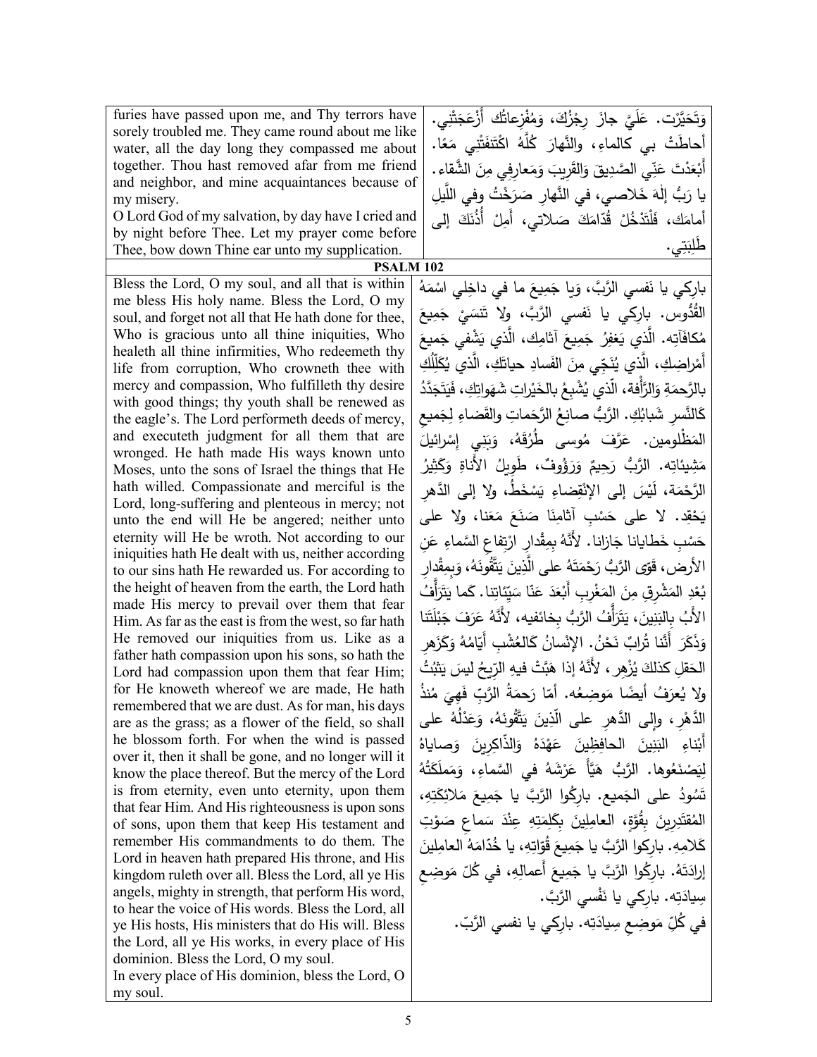| | |
|---|---|
| furies have passed upon me, and Thy terrors have sorely troubled me. They came round about me like water, all the day long they compassed me about together. Thou hast removed afar from me friend and neighbor, and mine acquaintances because of my misery.<br>O Lord God of my salvation, by day have I cried and by night before Thee. Let my prayer come before Thee, bow down Thine ear unto my supplication. | وَتَحَيَّرت. عَلَيَّ جازَ رِجْزُكَ، وَمُفْزِعاتُك أَزْعَجَتْنِي. أحاطَتْ بي كالماءِ، والنَّهارَ كُلَّهُ اكْتَنفَتْنِي مَعًا. أَبْعَدْتَ عَنِّي الصَّدِيقَ وَالقَرِيبَ وَمَعارِفِي مِنَ الشَّقاء. يا رَبُّ إلهَ خَلاصي، في النَّهارِ صَرَخْتُ وفي اللَّيلِ أمامَك، فَلْتَدْخُلْ قُدّامَكَ صَلاتي، أَمِلْ أُذُنَكَ إلى طَلِبَتِي. |

**PSALM 102**

| | |
|---|---|
| Bless the Lord, O my soul, and all that is within me bless His holy name. Bless the Lord, O my soul, and forget not all that He hath done for thee, Who is gracious unto all thine iniquities, Who healeth all thine infirmities, Who redeemeth thy life from corruption, Who crowneth thee with mercy and compassion, Who fulfilleth thy desire with good things; thy youth shall be renewed as the eagle's. The Lord performeth deeds of mercy, and executeth judgment for all them that are wronged. He hath made His ways known unto Moses, unto the sons of Israel the things that He hath willed. Compassionate and merciful is the Lord, long-suffering and plenteous in mercy; not unto the end will He be angered; neither unto eternity will He be wroth. Not according to our iniquities hath He dealt with us, neither according to our sins hath He rewarded us. For according to the height of heaven from the earth, the Lord hath made His mercy to prevail over them that fear Him. As far as the east is from the west, so far hath He removed our iniquities from us. Like as a father hath compassion upon his sons, so hath the Lord had compassion upon them that fear Him; for He knoweth whereof we are made, He hath remembered that we are dust. As for man, his days are as the grass; as a flower of the field, so shall he blossom forth. For when the wind is passed over it, then it shall be gone, and no longer will it know the place thereof. But the mercy of the Lord is from eternity, even unto eternity, upon them that fear Him. And His righteousness is upon sons of sons, upon them that keep His testament and remember His commandments to do them. The Lord in heaven hath prepared His throne, and His kingdom ruleth over all. Bless the Lord, all ye His angels, mighty in strength, that perform His word, to hear the voice of His words. Bless the Lord, all ye His hosts, His ministers that do His will. Bless the Lord, all ye His works, in every place of His dominion. Bless the Lord, O my soul.<br>In every place of His dominion, bless the Lord, O my soul. | بارِكي يا نَفسي الرَّبَّ، وَيا جَمِيعَ ما في داخِلِي اسْمَهُ القُدُّوس. بارِكي يا نَفسي الرَّبَّ، ولا تَنسَيْ جَمِيعَ مُكافَآتِه. الَّذي يَغفِرُ جَمِيعَ آثامِك، الَّذي يَشْفي جَميعَ أَمْراضِكِ، الَّذي يُنَجِّي مِنَ الفَسادِ حياتَكِ، الَّذي يُكَلِّلُكِ بالرَّحمَةِ وَالرَّأْفة، الّذي يُشْبِعُ بالخَيْراتِ شَهَواتِكِ، فَيَتَجَدَّدُ كَالنَّسرِ شَبابُكِ. الرَّبُّ صانِعُ الرَّحَماتِ والقَضاءِ لِجَميعِ المَظْلومين. عَرَّفَ مُوسى طُرُقَهُ، وَبَنِي إسْرائيلَ مَشِيئاتِه. الرَّبُّ رَحِيمٌ وَرَؤُوفٌ، طَوِيلُ الأَناةِ وَكَثِيرُ الرَّحْمَة، لَيْسَ إلى الإنْقِضاءِ يَسْخَطُ، ولا إلى الدَّهرِ يَحْقِد. لا على حَسْبِ آثامِنَا صَنَعَ مَعَنا، ولا على حَسْبِ خَطايانا جَازانا. لأَنَّهُ بِمِقْدارِ ارْتِفاعِ السَّماءِ عَنِ الأرض، قَوّى الرَّبُّ رَحْمَتَهُ على الَّذِينَ يَتَّقُونَهُ، وَبِمِقْدارِ بُعْدِ المَشْرِقِ مِنَ المَغْرِبِ أَبْعَدَ عَنّا سَيِّئاتِنا. كَما يَتَرَأَّفُ الأَبُ بِالبَنِينَ، يَتَرَأَّفُ الرَّبُّ بِخائفيه، لأَنَّهُ عَرَفَ جَبْلَتَنا وَذَكَرَ أَنَّنا تُرابٌ نَحْنُ. الإنْسانُ كَالعُشْبِ أيّامُهُ وَكَزَهرِ الحَقلِ كذلكَ يُزْهِر، لأَنَّهُ إذا هَبَّتْ فيهِ الرِّيحُ ليسَ يَثبُتُ ولا يُعرَفُ أيضًا مَوضِعُه. أمّا رَحمَةُ الرَّبِّ فَهِيَ مُنذُ الدَّهْرِ، وإلى الدَّهرِ على الّذِينَ يَتَّقُونَهُ، وَعَدْلُهُ على أَبْناءِ البَنِينَ الحافِظِينَ عَهْدَهُ وَالذّاكِرِينَ وَصاياهُ لِيَصْنَعُوها. الرَّبُّ هَيَّأَ عَرْشَهُ في السَّماءِ، وَمَملَكَتُهُ تَسُودُ على الجَمِيع. بارِكُوا الرَّبَّ يا جَمِيعَ مَلائِكَتِهِ، المُقتَدِرِينَ بِقُوَّةٍ، العامِلِينَ بِكَلِمَتِهِ عِنْدَ سَماعِ صَوْتِ كَلامِهِ. بارِكوا الرَّبَّ يا جَمِيعَ قُوّاتِهِ، يا خُدّامَهُ العامِلِينَ إرادَتَهُ. بارِكُوا الرَّبَّ يا جَمِيعَ أَعمالِهِ، في كُلّ مَوضِعِ سِيادَتِه. بارِكي يا نَفْسي الرَّبَّ.<br>في كُلِّ مَوضِعِ سِيادَتِه. بارِكي يا نفسي الرَّبّ. |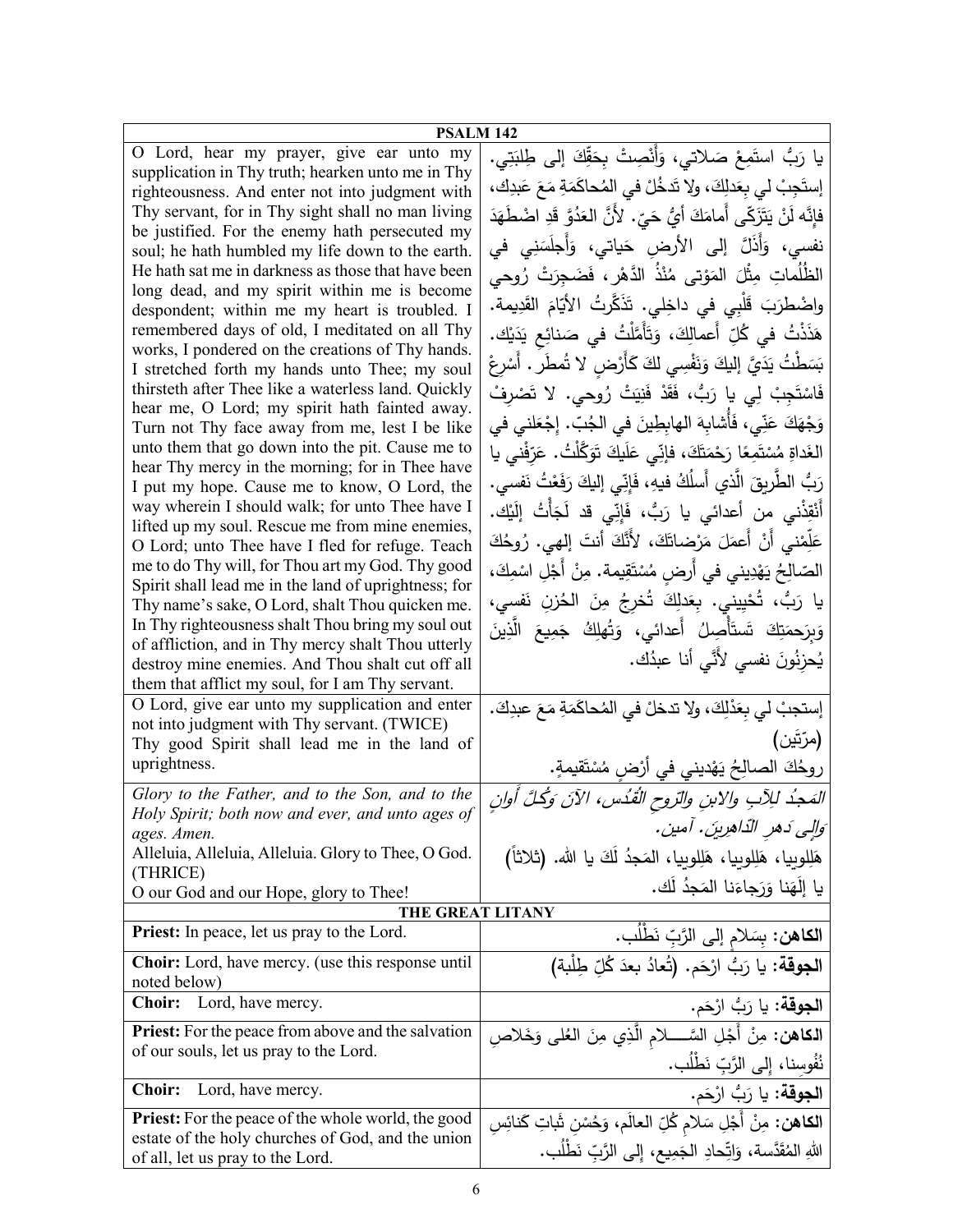| PSALM 142 | |
|---|---|
| O Lord, hear my prayer, give ear unto my supplication in Thy truth; hearken unto me in Thy righteousness. And enter not into judgment with Thy servant, for in Thy sight shall no man living be justified. For the enemy hath persecuted my soul; he hath humbled my life down to the earth. He hath sat me in darkness as those that have been long dead, and my spirit within me is become despondent; within me my heart is troubled. I remembered days of old, I meditated on all Thy works, I pondered on the creations of Thy hands. I stretched forth my hands unto Thee; my soul thirsteth after Thee like a waterless land. Quickly hear me, O Lord; my spirit hath fainted away. Turn not Thy face away from me, lest I be like unto them that go down into the pit. Cause me to hear Thy mercy in the morning; for in Thee have I put my hope. Cause me to know, O Lord, the way wherein I should walk; for unto Thee have I lifted up my soul. Rescue me from mine enemies, O Lord; unto Thee have I fled for refuge. Teach me to do Thy will, for Thou art my God. Thy good Spirit shall lead me in the land of uprightness; for Thy name's sake, O Lord, shalt Thou quicken me. In Thy righteousness shalt Thou bring my soul out of affliction, and in Thy mercy shalt Thou utterly destroy mine enemies. And Thou shalt cut off all them that afflict my soul, for I am Thy servant. | يا رَبُّ استَمِعْ صَلاتي، وَأَنْصِتْ بِحَقِّكَ إلى طِلبَتِي. إستَجِبْ لي بِعَدلِكَ، ولا تَدخُلْ في المُحاكَمَةِ مَعَ عَبدِكَ، فإنَّه لَنْ يَتَزَكَّى أَمامَكَ أيُّ حَيّ. لأنَّ العَدُوَّ قَدِ اضْطَهَدَ نفسي، وَأَذَلَّ إلى الأرضِ حَياتي، وَأَجلَسَنِي في الظُّلُماتِ مِثْلَ المَوْتى مُنْذُ الدَّهْرِ، فَضَجِرَتْ رُوحي واضْطَرَبَ قَلْبِي في داخِلي. تَذَكَّرتُ الأَيّامَ القَديمة. هَذَذْتُ في كُلِّ أَعمالِكَ، وَتَأَمَّلْتُ في صَنائِعِ يَدَيْك. بَسَطْتُ يَدَيَّ إليكَ وَنَفْسِي لكَ كَأَرْضٍ لا تُمطَر. أَسْرِعْ فَاسْتَجِبْ لِي يا رَبُّ، فَقَدْ فَنِيَتْ رُوحي. لا تَصْرِفْ وَجْهَكَ عَنِّي، فَأُشابِهَ الهابِطِينَ في الجُبّ. إجْعَلني في الغَداةِ مُسْتَمِعًا رَحْمَتَكَ، فإنِّي عَلَيكَ تَوَكَّلْتُ. عَرِّفْني يا رَبُّ الطَّرِيقَ الَّذي أَسلُكُ فيهِ، فَإنِّي إليكَ رَفَعْتُ نَفسي. أَنْقِذْني من أعدائي يا رَبُّ، فَإنِّي قد لَجَأْتُ إلَيْك. عَلِّمْني أَنْ أَعمَلَ مَرْضاتَكَ، لأَنَّكَ أنتَ إلهي. رُوحُكَ الصّالِحُ يَهْدِيني في أَرضٍ مُسْتَقِيمة. مِنْ أَجْلِ اسْمِكَ، يا رَبُّ، تُحْيِيني. بِعَدلِكَ تُخرِجُ مِنَ الحُزنِ نَفسي، وَبِرَحمَتِكَ تَستأْصِلُ أَعدائي، وَتُهلِكُ جَمِيعَ الَّذِينَ يُحزِنُونَ نفسي لأَنِّي أنا عبدُك. |
| O Lord, give ear unto my supplication and enter not into judgment with Thy servant. (TWICE)<br>Thy good Spirit shall lead me in the land of uprightness. | إستجبْ لي بِعَدْلِكَ، ولا تدخلْ في المُحاكَمَةِ مَعَ عبدِكَ. (مرّتَين)<br>روحُكَ الصالِحُ يَهْديني في أرْضٍ مُسْتَقيمةٍ. |
| *Glory to the Father, and to the Son, and to the Holy Spirit; both now and ever, and unto ages of ages. Amen.*<br>Alleluia, Alleluia, Alleluia. Glory to Thee, O God. (THRICE)<br>O our God and our Hope, glory to Thee! | *المَجدُ للآبِ والابنِ والرّوحِ القُدُس، الآنَ وَكُلَّ أوانٍ وإلى دَهرِ الدّاهِرينَ. آمين.*<br>هَلِلويا، هَلِلويا، هَلِلويا، المَجدُ لَكَ يا الله. (ثلاثاً)<br>يا إلَهَنا وَرَجاءَنا المَجدُ لَك. |
| **THE GREAT LITANY** | |
| **Priest:** In peace, let us pray to the Lord. | **الكاهن:** بِسَلامٍ إلى الرَّبِّ نَطْلُب. |
| **Choir:** Lord, have mercy. (use this response until noted below) | **الجوقة:** يا رَبُّ ارْحَم. (تُعادُ بعدَ كُلِّ طِلْبة) |
| **Choir:** Lord, have mercy. | **الجوقة:** يا رَبُّ ارْحَم. |
| **Priest:** For the peace from above and the salvation of our souls, let us pray to the Lord. | **الكاهن:** مِنْ أَجْلِ السَّــــلامِ الَّذِي مِنَ العُلى وَخَلاصِ نُفُوسِنا، إلى الرَّبِّ نَطْلُب. |
| **Choir:** Lord, have mercy. | **الجوقة:** يا رَبُّ ارْحَم. |
| **Priest:** For the peace of the whole world, the good estate of the holy churches of God, and the union of all, let us pray to the Lord. | **الكاهن:** مِنْ أَجْلِ سَلامِ كُلِّ العالَم، وَحُسْنِ ثَباتِ كَنائِسِ اللهِ المُقَدَّسة، وَاتِّحادِ الجَمِيع، إلى الرَّبِّ نَطْلُب. |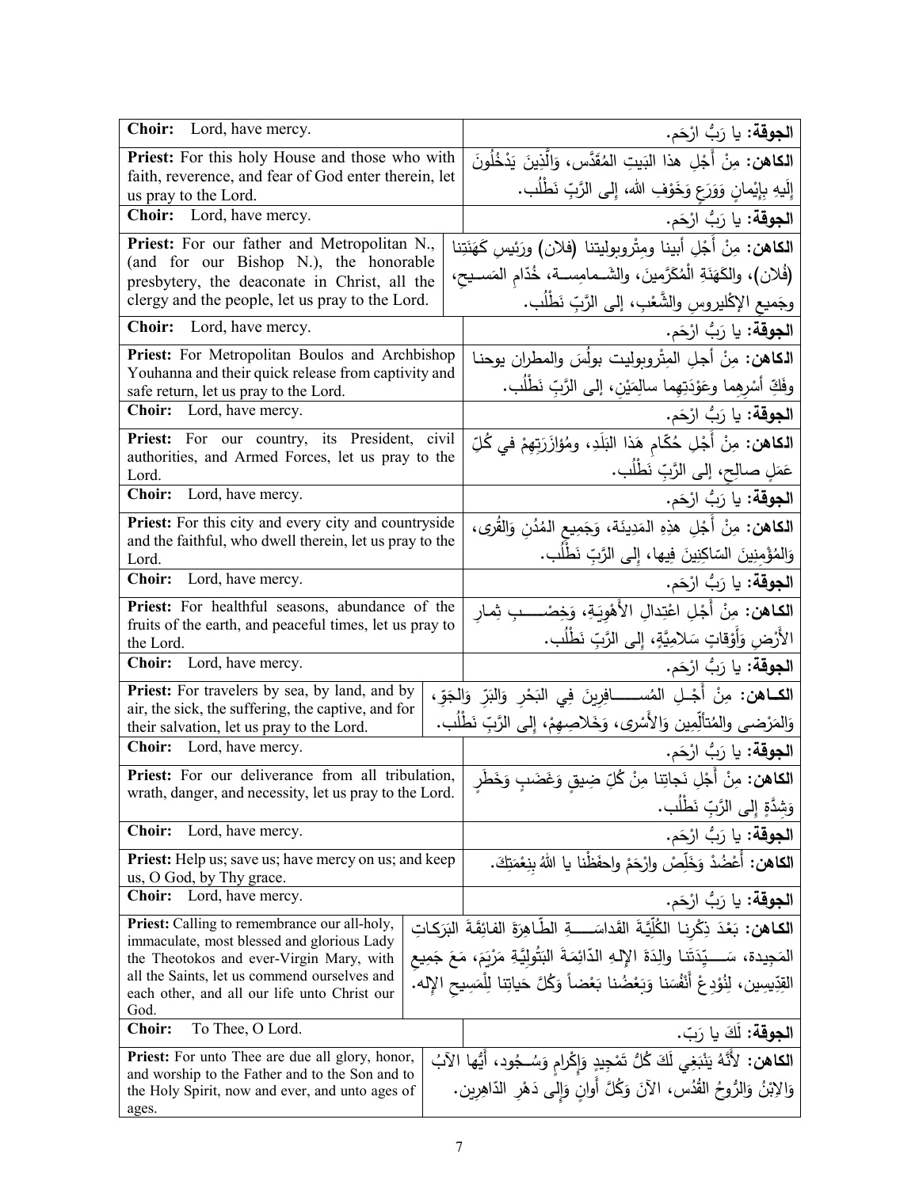| English | Arabic |
|---|---|
| **Choir:** Lord, have mercy. | **الجوقة:** يا رَبُّ ارْحَم. |
| **Priest:** For this holy House and those who with faith, reverence, and fear of God enter therein, let us pray to the Lord. | **الكاهن:** مِنْ أَجْلِ هذا البَيتِ المُقَدَّس، وَالَّذينَ يَدْخُلُونَ إِلَيهِ بِإِيْمانٍ وَوَرَعٍ وَخَوْفِ الله، إلى الرَّبِّ نَطْلُب. |
| **Choir:** Lord, have mercy. | **الجوقة:** يا رَبُّ ارْحَم. |
| **Priest:** For our father and Metropolitan N., (and for our Bishop N.), the honorable presbytery, the deaconate in Christ, all the clergy and the people, let us pray to the Lord. | **الكاهن:** مِنْ أَجْلِ أبينا ومِتْروبوليتنا (فلان) ورَئيسِ كَهَنَتِنا (فُلان)، والكَهَنَةِ الْمُكَرَّمينَ، والشَـمامِسَـةِ، خُدّامِ المَسـيحِ، وجَميعِ الإكْليروسِ والشَّعْبِ، إلى الرَّبِّ نَطْلُب. |
| **Choir:** Lord, have mercy. | **الجوقة:** يا رَبُّ ارْحَم. |
| **Priest:** For Metropolitan Boulos and Archbishop Youhanna and their quick release from captivity and safe return, let us pray to the Lord. | **الكاهن:** مِنْ أجلِ المِتْروبوليت بولُس والمطران يوحنا وفَكِّ أَسْرِهِما وعَوْدَتِهِما سالِمَيْنِ، إلى الرَّبِّ نَطْلُب. |
| **Choir:** Lord, have mercy. | **الجوقة:** يا رَبُّ ارْحَم. |
| **Priest:** For our country, its President, civil authorities, and Armed Forces, let us pray to the Lord. | **الكاهن:** مِنْ أَجْلِ حُكّامِ هَذا البَلَدِ، ومُؤازَرَتِهِمْ في كُلِّ عَمَلٍ صالِحٍ، إلى الرَّبِّ نَطْلُب. |
| **Choir:** Lord, have mercy. | **الجوقة:** يا رَبُّ ارْحَم. |
| **Priest:** For this city and every city and countryside and the faithful, who dwell therein, let us pray to the Lord. | **الكاهن:** مِنْ أَجْلِ هذِهِ المَدِينَة، وَجَمِيعِ المُدُنِ وَالقُرى، وَالمُؤْمِنِينَ السّاكِنِينَ فِيها، إلى الرَّبِّ نَطْلُب. |
| **Choir:** Lord, have mercy. | **الجوقة:** يا رَبُّ ارْحَم. |
| **Priest:** For healthful seasons, abundance of the fruits of the earth, and peaceful times, let us pray to the Lord. | **الكاهن:** مِنْ أَجْلِ اعْتِدالِ الأَهْوِيَةِ، وَخِصْبِ ثِمارِ الأَرْضِ وَأَوْقاتٍ سَلامِيَّةٍ، إلى الرَّبِّ نَطْلُب. |
| **Choir:** Lord, have mercy. | **الجوقة:** يا رَبُّ ارْحَم. |
| **Priest:** For travelers by sea, by land, and by air, the sick, the suffering, the captive, and for their salvation, let us pray to the Lord. | **الكاهن:** مِنْ أَجْلِ المُسافِرِينَ فِي البَحْرِ وَالبَرِّ وَالجَوّ، وَالمَرْضى والمُتَأَلِّمِين وَالأَسْرى، وَخَلاصِهِمْ، إلى الرَّبِّ نَطْلُب. |
| **Choir:** Lord, have mercy. | **الجوقة:** يا رَبُّ ارْحَم. |
| **Priest:** For our deliverance from all tribulation, wrath, danger, and necessity, let us pray to the Lord. | **الكاهن:** مِنْ أَجْلِ نَجاتِنا مِنْ كُلِّ ضِيقٍ وَغَضَبٍ وَخَطَرٍ وَشِدَّةٍ إلى الرَّبِّ نَطْلُب. |
| **Choir:** Lord, have mercy. | **الجوقة:** يا رَبُّ ارْحَم. |
| **Priest:** Help us; save us; have mercy on us; and keep us, O God, by Thy grace. | **الكاهن:** أَعْضُدْ وَخَلِّصْ وارْحَمْ واحفَظْنا يا اللهُ بِنِعْمَتِكَ. |
| **Choir:** Lord, have mercy. | **الجوقة:** يا رَبُّ ارْحَم. |
| **Priest:** Calling to remembrance our all-holy, immaculate, most blessed and glorious Lady the Theotokos and ever-Virgin Mary, with all the Saints, let us commend ourselves and each other, and all our life unto Christ our God. | **الكاهن:** بَعْدَ ذِكْرِنا الكُلِّيَّةَ القَداسَةِ الطّاهِرَةَ الفائِقَةَ البَرَكاتِ المَجِيدة، سَيِّدَتَنا والِدَةَ الإلهِ الدّائِمَةَ البَتُولِيَّةِ مَرْيَمَ، مَعَ جَميعِ القدِّيسِين، لِنُوْدِعْ أَنْفُسَنا وَبَعْضُنا بَعْضاً وَكُلَّ حَياتِنا لِلْمَسِيحِ الإله. |
| **Choir:** To Thee, O Lord. | **الجوقة:** لَكَ يا رَبّ. |
| **Priest:** For unto Thee are due all glory, honor, and worship to the Father and to the Son and to the Holy Spirit, now and ever, and unto ages of ages. | **الكاهن:** لأَنَّهُ يَنْبَغِي لَكَ كُلُّ تَمْجِيدٍ وَإِكْرامٍ وَسُجُود، أَيُّها الآبُ وَالابْنُ وَالرُّوحُ القُدُس، الآنَ وَكُلَّ أَوانٍ وَإِلى دَهْرِ الدّاهِرِين. |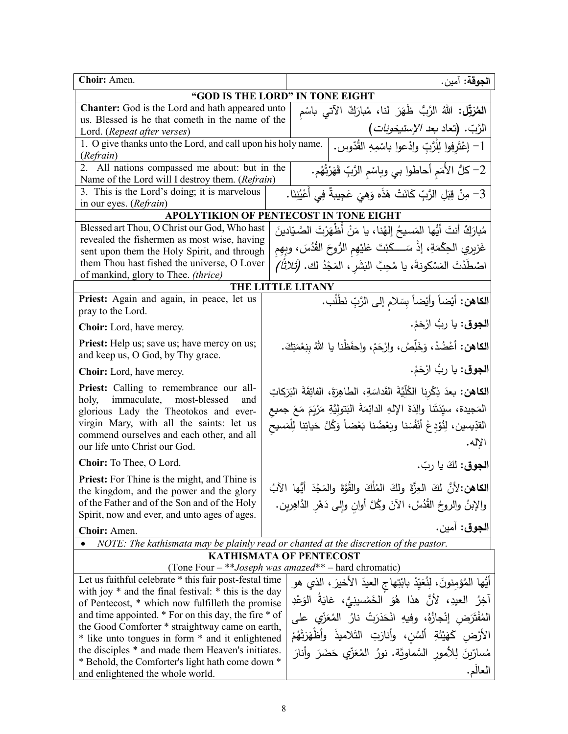| Choir: Amen. | الجوقة: آمين. |
|---|---|

## "GOD IS THE LORD" IN TONE EIGHT

| | |
|---|---|
| **Chanter:** God is the Lord and hath appeared unto us. Blessed is he that cometh in the name of the Lord. (*Repeat after verses*) | **المُرَتِّل:** اللهُ الرَّبُّ ظَهَرَ لنا، مُبارَكٌ الآتي باسْمِ الرَّبّ. (تعاد *بعد الإستيخونات*) |
| 1. O give thanks unto the Lord, and call upon his holy name. (*Refrain*) | 1- إعْتَرِفوا لِلْرَّبِّ وادْعوا باسْمِهِ القُدّوس. |
| 2. All nations compassed me about: but in the Name of the Lord will I destroy them. (*Refrain*) | 2- كلُّ الأُمَمِ أحاطوا بي وباسْمِ الرَّبِّ قَهَرْتُهُم. |
| 3. This is the Lord's doing; it is marvelous in our eyes. (*Refrain*) | 3- مِنْ قِبَلِ الرَّبِّ كَانَتْ هَذَه وَهيَ عَجِيبةٌ فِي أَعْيُنِنَا. |

## APOLYTIKION OF PENTECOST IN TONE EIGHT

| | |
|---|---|
| Blessed art Thou, O Christ our God, Who hast revealed the fishermen as most wise, having sent upon them the Holy Spirit, and through them Thou hast fished the universe, O Lover of mankind, glory to Thee. *(thrice)* | مُبارَكٌ أنتَ أيُّها المَسيحُ إلهُنا، يا مَنْ أَظْهَرْتَ الصَّيّادينَ غَزيري الحِكْمَةِ، إذْ سَكَبْتَ عَليْهِمِ الرُّوحَ القُدُسَ، وبِهِمِ اصْطَدْتَ المَسْكونةَ، يا مُحِبَّ البَشَرِ، المَجْدُ لك. *(ثلاثاً)* |

## THE LITTLE LITANY

| | |
|---|---|
| **Priest:** Again and again, in peace, let us pray to the Lord. | **الكاهن:** أيْضاً وأَيْضاً بِسَلامٍ إلى الرَّبِّ نَطْلُب. |
| **Choir:** Lord, have mercy. | **الجوق:** يا ربُّ ارْحَمْ. |
| **Priest:** Help us; save us; have mercy on us; and keep us, O God, by Thy grace. | **الكاهن:** أَعْضُدْ، وَخَلِّصْ، وارْحَمْ، واحفَظْنا يا اللهُ بِنِعْمَتِكَ. |
| **Choir:** Lord, have mercy. | **الجوق:** يا ربُّ ارْحَمْ. |
| **Priest:** Calling to remembrance our all-holy, immaculate, most-blessed and glorious Lady the Theotokos and ever-virgin Mary, with all the saints: let us commend ourselves and each other, and all our life unto Christ our God. | **الكاهن:** بعدَ ذِكْرِنا الكُلِّيَّةَ القَداسَةِ، الطاهِرَةَ، الفائِقَةَ البَرَكاتِ المَجيدة، سيِّدَتَنا والِدَةَ الإلهِ الدائِمَةَ البَتوليَّةِ مَرْيَمَ مَعَ جميعِ القدّيسين، لِنُوْدِعْ أنْفُسَنا وبَعْضُنا بَعْضاً وَكُلَّ حَياتِنا لِلْمَسيحِ الإله. |
| **Choir:** To Thee, O Lord. | **الجوق:** لكَ يا ربّ. |
| **Priest:** For Thine is the might, and Thine is the kingdom, and the power and the glory of the Father and of the Son and of the Holy Spirit, now and ever, and unto ages of ages. | **الكاهن:** لأنَّ لكَ العِزَّةَ ولكَ المُلْكَ والقُوَّةَ والمَجْدَ أيُّها الآبُ والإبنُ والروحُ القُدُسُ، الآنَ وكُلَّ أوانٍ وإلى دَهْرِ الدَّاهِرين. |
| **Choir:** Amen. | **الجوق:** آمين. |

- *NOTE: The kathismata may be plainly read or chanted at the discretion of the pastor.*

## KATHISMATA OF PENTECOST

(Tone Four – \*\**Joseph was amazed*\*\* – hard chromatic)

| | |
|---|---|
| Let us faithful celebrate * this fair post-festal time with joy * and the final festival: * this is the day of Pentecost, * which now fulfilleth the promise and time appointed. * For on this day, the fire * of the Good Comforter * straightway came on earth, * like unto tongues in form * and it enlightened the disciples * and made them Heaven's initiates. * Behold, the Comforter's light hath come down * and enlightened the whole world. | أيُّها المُؤمِنونَ، لِنُعَيِّدْ بابْتِهاجٍ العيدَ الأخيرَ، الذي هو آخِرُ العيدِ، لأنَّ هذا هُوَ الخَمْسينِيُّ، غايَةُ الوَعْدِ المُفْتَرَضِ إنْجازُهُ، وفيهِ انْحَدَرَتْ نارُ المُعَزّي على الأرْضِ كَهَيْئَةِ ألسُنٍ، وأنارَتِ التّلاميذَ وأَظْهَرَتْهُمْ مُسارّينَ لِلأمورِ السَّماويَّة. نورُ المُعَزّي حَضَرَ وأنارَ العالَم. |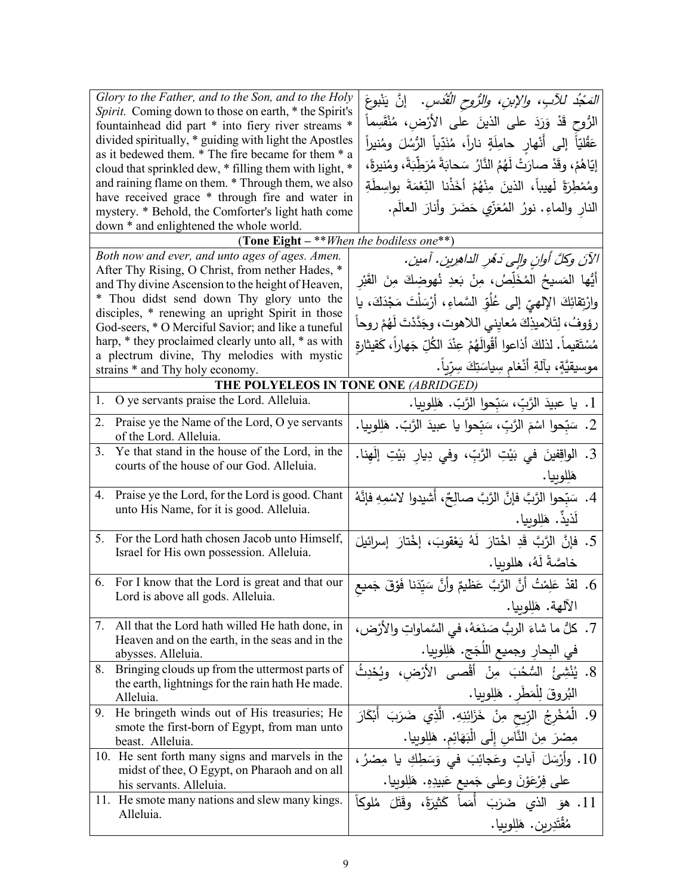| | |
|---|---|
| *Glory to the Father, and to the Son, and to the Holy Spirit.* Coming down to those on earth, * the Spirit's fountainhead did part * into fiery river streams * divided spiritually, * guiding with light the Apostles as it bedewed them. * The fire became for them * a cloud that sprinkled dew, * filling them with light, * and raining flame on them. * Through them, we also have received grace * through fire and water in mystery. * Behold, the Comforter's light hath come down * and enlightened the whole world. | *المَجْدُ للآبِ، والإبنِ، والرُّوحِ القُدُسِ.* إنَّ يَنْبوعَ الرُّوحِ قَدْ وَرَدَ على الذينَ على الأرْضِ، مُنْقَسِماً عَقْلِيّاً إلى أنْهارٍ حامِلَةٍ ناراً، مُنَدِّياً الرُّسُلَ ومُنيراً إيّاهُمْ، وقَدْ صارَتْ لَهُمُ النّارُ سَحابَةً مُرَطِّبَةً، ومُنيرةً، ومُمْطِرَةً لَهيباً، الذينَ مِنْهُمْ أخَذْنا النِّعْمَةَ بواسِطَةِ النارِ والماءِ. نورُ المُعَزّي حَضَرَ وأنارَ العالَم. |
| (**Tone Eight** – ***When the bodiless one***) | |
| *Both now and ever, and unto ages of ages. Amen.* After Thy Rising, O Christ, from nether Hades, * and Thy divine Ascension to the height of Heaven, * Thou didst send down Thy glory unto the disciples, * renewing an upright Spirit in those God-seers, * O Merciful Savior; and like a tuneful harp, * they proclaimed clearly unto all, * as with a plectrum divine, Thy melodies with mystic strains * and Thy holy economy. | *الآنَ وكلَّ أوانٍ وإلى دَهْرِ الداهرين. آمين.* أيُّها المَسيحُ المُخَلِّصُ، مِنْ بَعدِ نُهوضِكَ مِنَ القَبْرِ وارْتِقائِكَ الإلهيِّ إلى عُلُوِّ السَّماءِ، أرْسَلْتَ مَجْدَكَ، يا رؤوفُ، لِتَلاميذِكَ مُعايِنِي اللاهوت، وجَدَّدْتَ لَهُمْ روحاً مُسْتَقيماً. لذلكَ أذاعوا أقْوالَهُمْ عِنْدَ الكُلِّ جِهاراً، كَقيثارةٍ موسيقيَّةٍ، بآلةِ أنْغامِ سِياسَتِكَ سِرّياً. |
| **THE POLYELEOS IN TONE ONE** *(ABRIDGED)* | |
| 1. O ye servants praise the Lord. Alleluia. | 1. يا عبيدَ الرَّبِّ، سَبِّحوا الرَّبّ. هَلِلوييا. |
| 2. Praise ye the Name of the Lord, O ye servants of the Lord. Alleluia. | 2. سَبِّحوا اسْمَ الرَّبِّ، سَبِّحوا يا عبيدَ الرَّبّ. هَلِلوييا. |
| 3. Ye that stand in the house of the Lord, in the courts of the house of our God. Alleluia. | 3. الواقِفينَ في بَيْتِ الرَّبِّ، وفي دِيارِ بَيْتِ إلَهِنا. هَلِلوييا. |
| 4. Praise ye the Lord, for the Lord is good. Chant unto His Name, for it is good. Alleluia. | 4. سَبِّحوا الرَّبَّ فإنَّ الرَّبَّ صالِحٌ، أَشيدوا لاسْمِهِ فإنَّهُ لَذيذٌ. هَلِلوييا. |
| 5. For the Lord hath chosen Jacob unto Himself, Israel for His own possession. Alleluia. | 5. فإنَّ الرَّبَّ قَدِ اخْتارَ لَهُ يَعْقوبَ، إخْتارَ إسرائيلَ خاصَّةً لَهُ، هللوييا. |
| 6. For I know that the Lord is great and that our Lord is above all gods. Alleluia. | 6. لقدْ عَلِمْتُ أنَّ الرَّبَّ عَظيمٌ وأنَّ سَيِّدَنا فَوْقَ جَميعِ الآلهة. هَلِلوييا. |
| 7. All that the Lord hath willed He hath done, in Heaven and on the earth, in the seas and in the abysses. Alleluia. | 7. كلُّ ما شاءَ الربُّ صَنَعَهُ، في السَّماواتِ والأرْض، في البِحارِ وجميعِ اللُّجَج. هَلِلوييا. |
| 8. Bringing clouds up from the uttermost parts of the earth, lightnings for the rain hath He made. Alleluia. | 8. يُنْشِئُ السُّحُبَ مِنْ أقْصى الأرْضِ، ويُحْدِثُ البُروقَ لِلْمَطَرِ. هَلِلوييا. |
| 9. He bringeth winds out of His treasuries; He smote the first-born of Egypt, from man unto beast. Alleluia. | 9. الْمُخْرِجُ الرِّيحِ مِنْ خَزَائِنِهِ. الَّذِي ضَرَبَ أَبْكَارَ مِصْرَ مِنَ النَّاسِ إِلَى الْبَهَائِمِ. هَلِلوييا. |
| 10. He sent forth many signs and marvels in the midst of thee, O Egypt, on Pharaoh and on all his servants. Alleluia. | 10. وأرْسَلَ آياتٍ وعَجائِبَ في وَسَطِكِ يا مِصْرُ، على فِرْعَوْنَ وعلى جَميعِ عَبيدِهِ. هَلِلوييا. |
| 11. He smote many nations and slew many kings. Alleluia. | 11. هوَ الذي ضَرَبَ أُمَماً كَثيرَةً، وقَتَلَ مُلوكاً مُقْتَدِرين. هَلِلوييا. |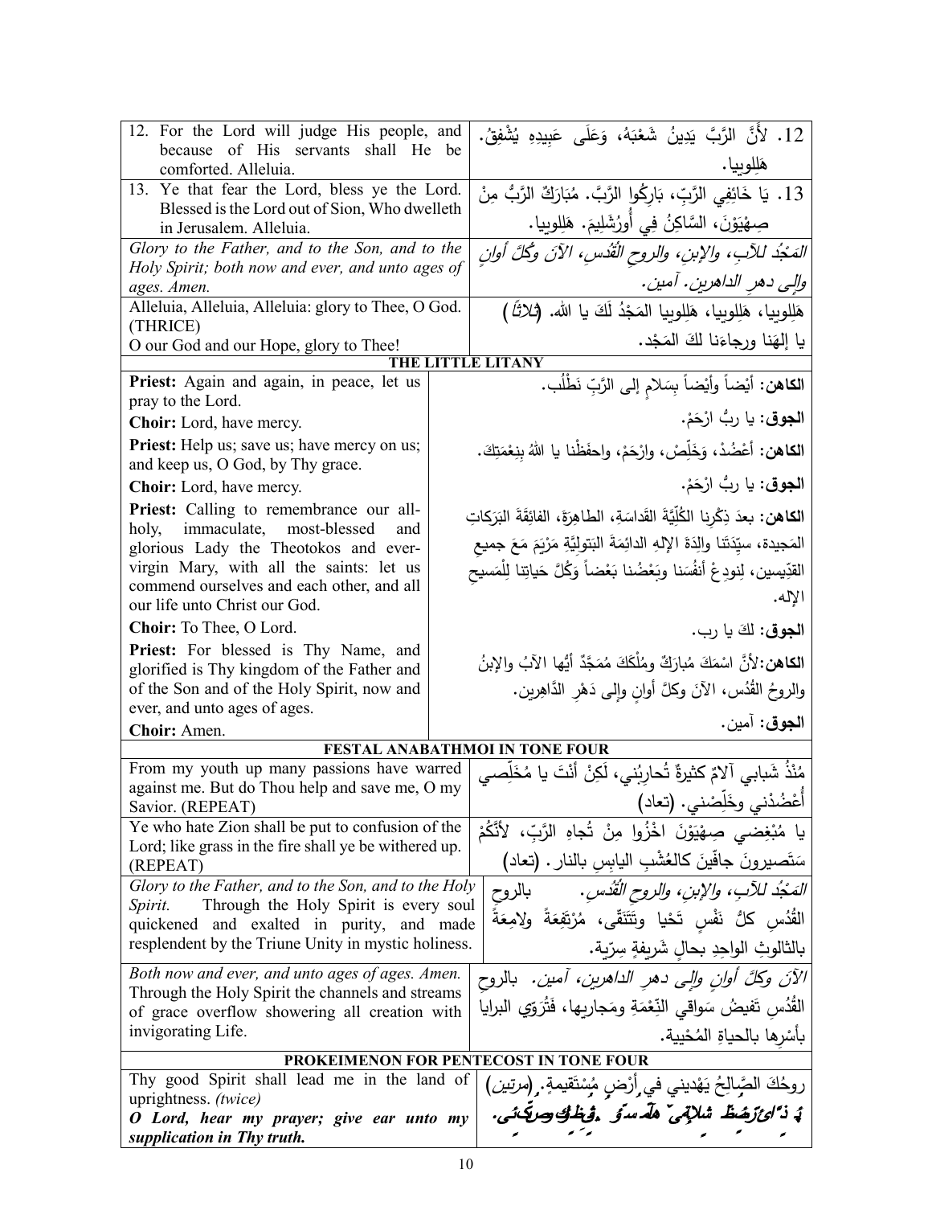| | |
|---|---|
| 12. For the Lord will judge His people, and because of His servants shall He be comforted. Alleluia. | 12. لأَنَّ الرَّبَّ يَدِينُ شَعْبَهُ، وَعَلَى عَبِيدِهِ يُشْفِقُ. هَلِلويا. |
| 13. Ye that fear the Lord, bless ye the Lord. Blessed is the Lord out of Sion, Who dwelleth in Jerusalem. Alleluia. | 13. يَا خَائِفِي الرَّبِّ، بَارِكُوا الرَّبَّ. مُبَارَكٌ الرَّبُّ مِنْ صِهْيَوْنَ، السَّاكِنُ فِي أُورُشَلِيمَ. هَلِلويا. |
| *Glory to the Father, and to the Son, and to the Holy Spirit; both now and ever, and unto ages of ages. Amen.* | *المَجْدُ للآبِ، والإبنِ، والروحِ القُدُسِ، الآنَ وكُلَّ أوانٍ وإلى دهرِ الداهرين. آمين.* |
| Alleluia, Alleluia, Alleluia: glory to Thee, O God. (THRICE)<br>O our God and our Hope, glory to Thee! | هَلِلويا، هَلِلويا، هَلِلويا المَجْدُ لَكَ يا الله. (ثلاثاً)<br>يا إلهَنا ورجاءَنا لكَ المَجْد. |

### THE LITTLE LITANY

| | |
|---|---|
| **Priest:** Again and again, in peace, let us pray to the Lord. | **الكاهن:** أيْضاً وأيْضاً بِسَلامٍ إلى الرَّبِّ نَطْلُب. |
| **Choir:** Lord, have mercy. | **الجوق:** يا ربُّ ارْحَمْ. |
| **Priest:** Help us; save us; have mercy on us; and keep us, O God, by Thy grace. | **الكاهن:** أَعْضُدْ، وَخَلِّصْ، وارْحَمْ، واحفَظْنا يا اللهُ بِنِعْمَتِكَ. |
| **Choir:** Lord, have mercy. | **الجوق:** يا ربُّ ارْحَمْ. |
| **Priest:** Calling to remembrance our all-holy, immaculate, most-blessed and glorious Lady the Theotokos and ever-virgin Mary, with all the saints: let us commend ourselves and each other, and all our life unto Christ our God. | **الكاهن:** بعدَ ذِكْرِنا الكُلِّيَّةَ القَداسَةِ، الطاهِرَةَ، الفائِقَةَ البَرَكاتِ المَجيدة، سيِّدَتَنا والِدَةَ الإلهِ الدائِمَةَ البَتولِيَّةِ مَرْيَمَ مَعَ جميعِ القدّيسين، لِنودِعْ أنفُسَنا وبَعْضُنا بَعْضاً وَكُلَّ حَياتِنا لِلْمَسيحِ الإله. |
| **Choir:** To Thee, O Lord. | **الجوق:** لكَ يا رب. |
| **Priest:** For blessed is Thy Name, and glorified is Thy kingdom of the Father and of the Son and of the Holy Spirit, now and ever, and unto ages of ages. | **الكاهن:** لأَنَّ اسْمَكَ مُبارَكٌ ومُلْكَكَ مُمَجَّدٌ أَيُّها الآبُ والإبنُ والروحُ القُدُس، الآنَ وكلَّ أوانٍ وإلى دَهْرِ الدَّاهِرين. |
| **Choir:** Amen. | **الجوق:** آمين. |

### FESTAL ANABATHMOI IN TONE FOUR

| | |
|---|---|
| From my youth up many passions have warred against me. But do Thou help and save me, O my Savior. (REPEAT) | مُنْذُ شَبابي آلامٌ كثيرةٌ تُحارِبُني، لَكِنْ أَنْتَ يا مُخَلِّصي أَعْضُدْني وخَلِّصْني. (تعاد) |
| Ye who hate Zion shall be put to confusion of the Lord; like grass in the fire shall ye be withered up. (REPEAT) | يا مُبْغِضي صِهْيَوْنَ اخْزُوا مِنْ تُجاهِ الرَّبِّ، لأَنَّكُمْ سَتَصيرونَ جافّينَ كالعُشْبِ اليابِسِ بالنار. (تعاد) |
| *Glory to the Father, and to the Son, and to the Holy Spirit.* Through the Holy Spirit is every soul quickened and exalted in purity, and made resplendent by the Triune Unity in mystic holiness. | *المَجْدُ للآبِ، والإبنِ، والروحِ القُدُسِ.* بالروحِ القُدُسِ كلُّ نَفْسٍ تَحْيا وتَتَنَقّى، مُرْتَفِعَةً ولامِعَةً بالثالوثِ الواحِدِ بحالٍ شَريفةٍ سِرّية. |
| *Both now and ever, and unto ages of ages. Amen.* Through the Holy Spirit the channels and streams of grace overflow showering all creation with invigorating Life. | *الآنَ وكلَّ أوانٍ وإلى دهرِ الداهرين، آمين.* بالروحِ القُدُسِ تَفيضُ سَواقي النِّعْمَةِ ومَجاريها، فَتُرَوّي البرايا بأَسْرِها بالحياةِ المُحْيية. |

### PROKEIMENON FOR PENTECOST IN TONE FOUR

| | |
|---|---|
| Thy good Spirit shall lead me in the land of uprightness. *(twice)*<br>***O Lord, hear my prayer; give ear unto my supplication in Thy truth.*** | روحُكَ الصَّالِحُ يَهْديني في أَرْضٍ مُسْتَقيمةٍ. *(مرتين)*<br>***يا ربُّ استمِعْ صلاتي وأنْصِتْ إلى تضرُّعي.*** |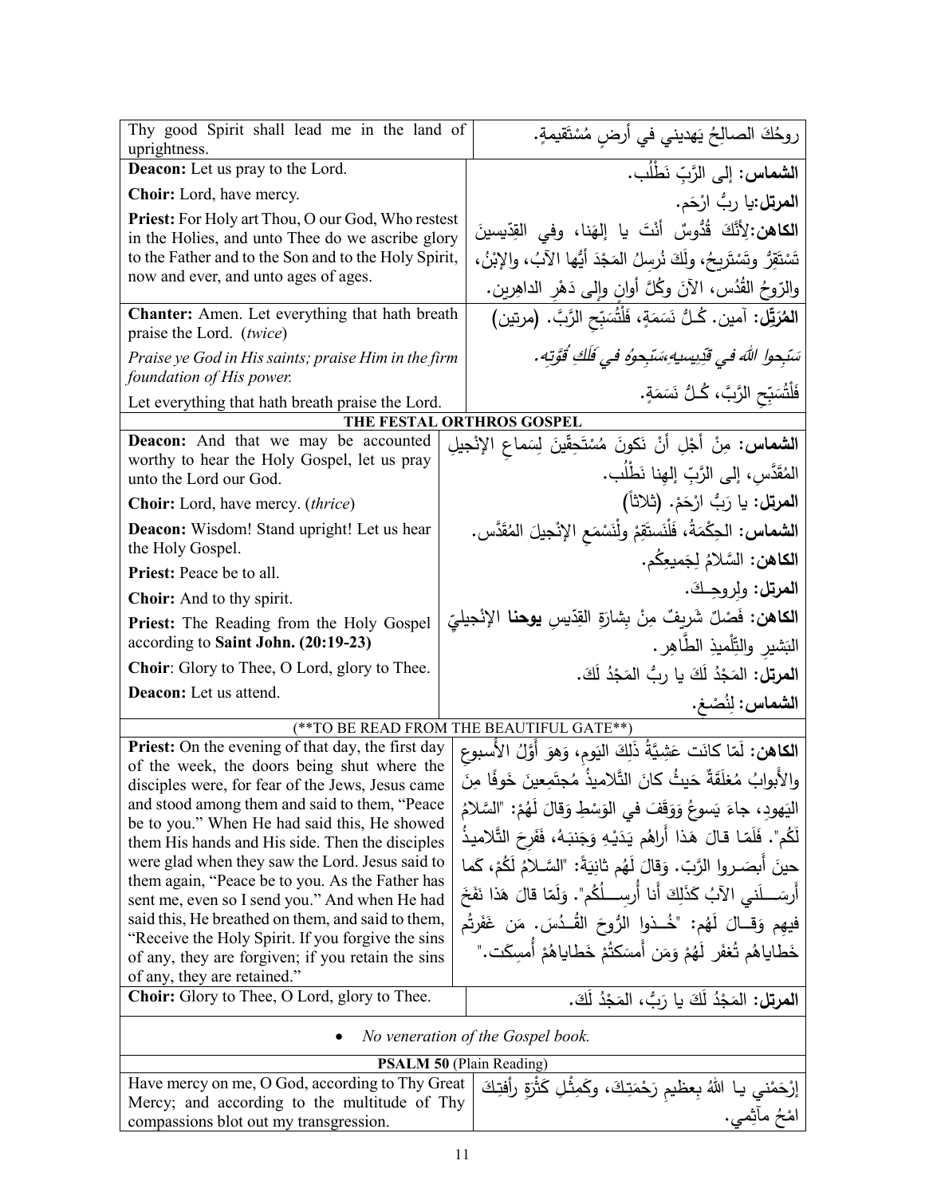| | |
|---|---|
| Thy good Spirit shall lead me in the land of uprightness. | روحُكَ الصالِحُ يَهديني في أرضٍ مُسْتَقيمةٍ. |
| **Deacon:** Let us pray to the Lord.<br>**Choir:** Lord, have mercy.<br>**Priest:** For Holy art Thou, O our God, Who restest in the Holies, and unto Thee do we ascribe glory to the Father and to the Son and to the Holy Spirit, now and ever, and unto ages of ages. | **الشماس:** إلى الرَّبِّ نَطْلُب.<br>**المرتل:** يا ربُّ ارْحَم.<br>**الكاهن:** لِأَنَّكَ قُدُّوسٌ أَنْتَ يا إلهَنا، وفي القِدّيسينَ تَسْتَقِرُّ وتَسْتَريحُ، ولَكَ نُرسِلُ المَجْدَ أيُّها الآبُ، والإبْنُ، والرّوحُ القُدُس، الآنَ وكُلَّ أوانٍ وإلى دَهْرِ الداهِرين. |
| **Chanter:** Amen. Let everything that hath breath praise the Lord. (*twice*)<br>*Praise ye God in His saints; praise Him in the firm foundation of His power.*<br>Let everything that hath breath praise the Lord. | **المُرَتِّل:** آمين. كُـلُّ نَسَمَةٍ، فَلْتُسَبِّحِ الرَّبَّ. (مرتين)<br>*سَبِّحوا اللهَ في قِدِّيسيهِ،سَبِّحوهُ في فَلَكِ قُوَّتِه.*<br>فَلْتُسَبِّحِ الرَّبَّ، كُـلُّ نَسَمَةٍ. |

**THE FESTAL ORTHROS GOSPEL**

| | |
|---|---|
| **Deacon:** And that we may be accounted worthy to hear the Holy Gospel, let us pray unto the Lord our God.<br>**Choir:** Lord, have mercy. (*thrice*)<br>**Deacon:** Wisdom! Stand upright! Let us hear the Holy Gospel.<br>**Priest:** Peace be to all.<br>**Choir:** And to thy spirit.<br>**Priest:** The Reading from the Holy Gospel according to **Saint John. (20:19-23)**<br>**Choir**: Glory to Thee, O Lord, glory to Thee.<br>**Deacon:** Let us attend. | **الشماس:** مِنْ أَجْلِ أَنْ نَكونَ مُسْتَحِقّينَ لِسَماعِ الإنْجيلِ المُقَدَّسِ، إلى الرَّبِّ إلهِنا نَطْلُب.<br>**المرتل:** يا رَبُّ ارْحَمْ. (ثلاثاً)<br>**الشماس:** الحِكْمَةُ، فَلْنَستَقِمْ ولْنَسْمَعِ الإنْجيلَ المُقَدَّس.<br>**الكاهن:** السَّلامُ لِجَميعِكُم.<br>**المرتل:** ولِروحِكَ.<br>**الكاهن:** فَصْلٌ شَريفٌ مِنْ بِشارَةِ القِدّيسِ **يوحنا** الإنْجيليِّ البَشيرِ والتِّلْميذِ الطّاهِر.<br>**المرتل:** المَجْدُ لَكَ يا ربُّ المَجْدُ لَكَ.<br>**الشماس:** لِنُصْغِ. |

(**TO BE READ FROM THE BEAUTIFUL GATE**)

| | |
|---|---|
| **Priest:** On the evening of that day, the first day of the week, the doors being shut where the disciples were, for fear of the Jews, Jesus came and stood among them and said to them, "Peace be to you." When He had said this, He showed them His hands and His side. Then the disciples were glad when they saw the Lord. Jesus said to them again, "Peace be to you. As the Father has sent me, even so I send you." And when He had said this, He breathed on them, and said to them, "Receive the Holy Spirit. If you forgive the sins of any, they are forgiven; if you retain the sins of any, they are retained." | **الكاهن:** لَمّا كانَت عَشِيَّةُ ذَلِكَ اليَومِ، وَهوَ أَوَّلُ الأُسبوعِ والأَبوابُ مُغلَقَةٌ حَيثُ كانَ التَّلاميذُ مُجتَمِعينَ خَوفًا مِنَ اليَهودِ، جاءَ يَسوعُ وَوَقَفَ في الوَسْطِ وَقالَ لَهُمْ: "السَّلامُ لَكُم". فَلَمّا قالَ هَذا أَراهُم يَدَيْهِ وَجَنبَهُ، فَفَرِحَ التَّلاميذُ حينَ أَبصَروا الرَّبّ. وَقالَ لَهُم ثانِيَةً: "السَّلامُ لَكُمْ، كَما أَرسَلَني الآبُ كَذَلِكَ أَنا أُرسِلُكُم". وَلَمّا قالَ هَذا نَفَخَ فيهِم وَقالَ لَهُم: "خُذوا الرُّوحَ القُدُسَ. مَن غَفَرتُم خَطاياهُم تُغفَر لَهُمْ وَمَن أَمسَكتُمْ خَطاياهُمْ أُمسِكَت." |
| **Choir:** Glory to Thee, O Lord, glory to Thee. | **المرتل:** المَجْدُ لَكَ يا رَبُّ، المَجْدُ لَكَ. |

- *No veneration of the Gospel book.*

**PSALM 50** (Plain Reading)

| | |
|---|---|
| Have mercy on me, O God, according to Thy Great Mercy; and according to the multitude of Thy compassions blot out my transgression. | إرْحَمْني يا اللهُ بِعظيمِ رَحْمَتِكَ، وكَمِثْلِ كَثْرَةِ رأفَتِكَ امْحُ مآثِمي. |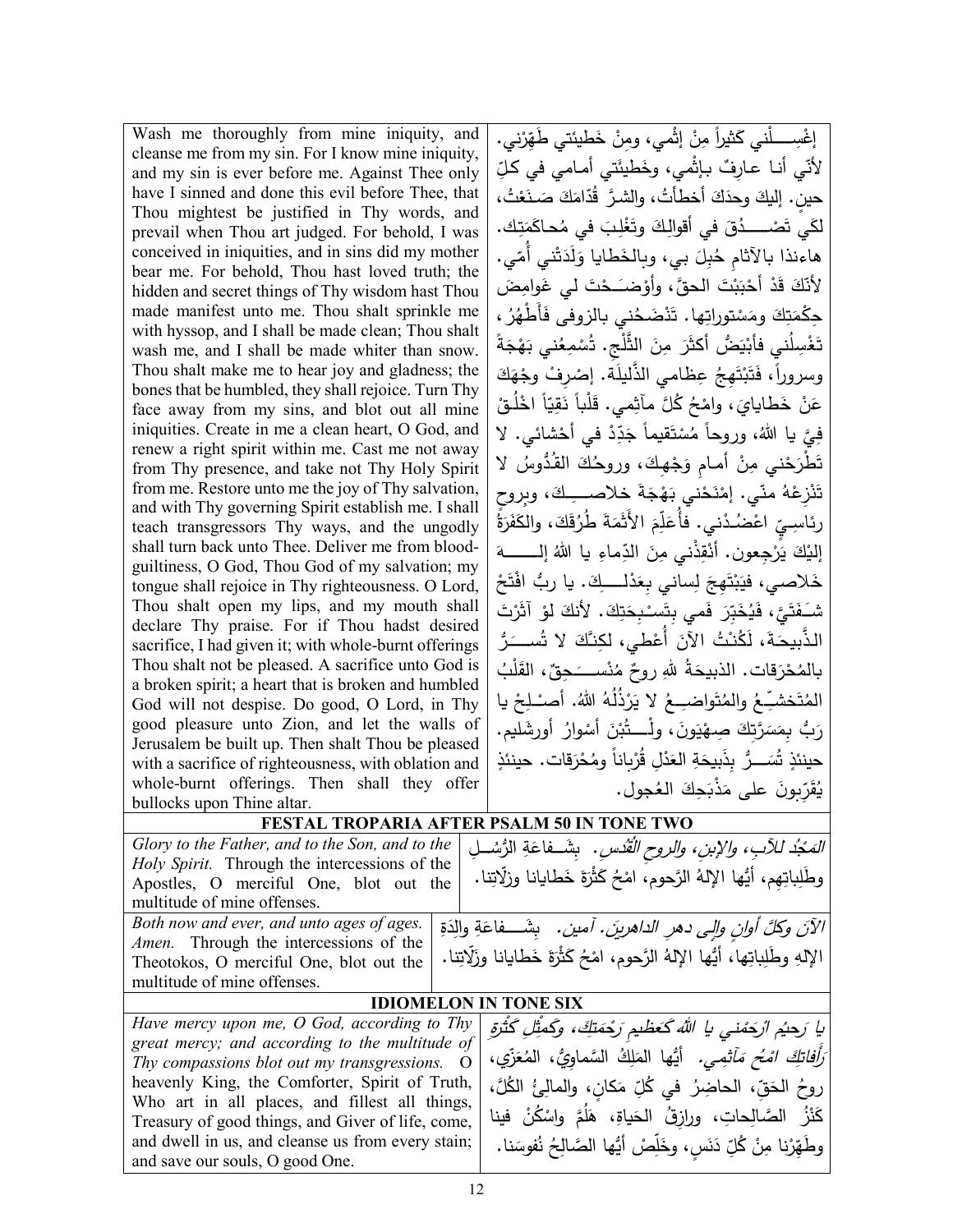| | |
|---|---|
| Wash me thoroughly from mine iniquity, and cleanse me from my sin. For I know mine iniquity, and my sin is ever before me. Against Thee only have I sinned and done this evil before Thee, that Thou mightest be justified in Thy words, and prevail when Thou art judged. For behold, I was conceived in iniquities, and in sins did my mother bear me. For behold, Thou hast loved truth; the hidden and secret things of Thy wisdom hast Thou made manifest unto me. Thou shalt sprinkle me with hyssop, and I shall be made clean; Thou shalt wash me, and I shall be made whiter than snow. Thou shalt make me to hear joy and gladness; the bones that be humbled, they shall rejoice. Turn Thy face away from my sins, and blot out all mine iniquities. Create in me a clean heart, O God, and renew a right spirit within me. Cast me not away from Thy presence, and take not Thy Holy Spirit from me. Restore unto me the joy of Thy salvation, and with Thy governing Spirit establish me. I shall teach transgressors Thy ways, and the ungodly shall turn back unto Thee. Deliver me from blood-guiltiness, O God, Thou God of my salvation; my tongue shall rejoice in Thy righteousness. O Lord, Thou shalt open my lips, and my mouth shall declare Thy praise. For if Thou hadst desired sacrifice, I had given it; with whole-burnt offerings Thou shalt not be pleased. A sacrifice unto God is a broken spirit; a heart that is broken and humbled God will not despise. Do good, O Lord, in Thy good pleasure unto Zion, and let the walls of Jerusalem be built up. Then shalt Thou be pleased with a sacrifice of righteousness, with oblation and whole-burnt offerings. Then shall they offer bullocks upon Thine altar. | إغْسِلْني كَثيراً مِنْ إثْمي، ومِنْ خَطيئَتي طَهِّرْني. لأنّي أنا عارِفٌ بإثْمي، وخَطيئَتي أمامي في كلِّ حين. إليكَ وحدَكَ أخطأتُ، والشرَّ قُدّامَكَ صَنَعْتُ، لكَي تَصْدُقَ في أقوالِكَ وتَغْلِبَ في مُحاكَمَتِك. هاءنذا بالآثامِ حُبِلَ بي، وبالخَطايا وَلَدَتْني أُمّي. لأنّكَ قَدْ أحْبَبْتَ الحقَّ، وأوْضَحْتَ لي غَوامِضَ حِكْمَتِكَ ومَسْتوراتِها. تَنْضَحُني بالزوفى فأَطْهُرُ، تَغْسِلُني فأبْيَضُّ أكثَرَ مِنَ الثَّلج. تُسْمِعُني بَهْجَةً وسروراً، فَتَبْتَهِجُ عِظامي الذَّليلَة. إصْرِفْ وجْهَكَ عَنْ خَطايايَ، وامْحُ كُلَّ مآثِمي. قَلْباً نَقِيّاً اخْلُقْ فِيَّ يا الله، وروحاً مُسْتَقيماً جَدِّدْ في أحْشائي. لا تَطْرَحْني مِنْ أمامِ وَجْهِكَ، وروحُكَ القُدُّوسُ لا تَنْزِعْهُ منّي. إمْنَحْني بَهْجَةَ خلاصِكَ، وبروحٍ رئاسِيٍّ اعْضُدْني. فأُعَلِّمَ الأَثَمَةَ طُرُقَكَ، والكَفَرَةُ إلَيْكَ يَرْجِعون. أنْقِذْني مِنَ الدِّماءِ يا اللهُ إلهَ خَلاصي، فيَبْتَهِجَ لِساني بِعَدْلِكَ. يا ربُّ افْتَحْ شَفَتَيَّ، فَيُخَبِّرَ فَمي بِتَسْبِحَتِكَ. لأنكَ لوْ آثَرْتَ الذَّبيحَةَ، لَكُنْتُ الآنَ أُعْطي، لكِنَّكَ لا تُسَرُّ بالمُحْرَقات. الذبيحَةُ للهِ روحٌ مُنْسَحِقٌ، القَلْبُ المُتَخشِّعُ والمُتَواضِعُ لا يَرْذُلُهُ اللهُ. أَصْلِحْ يا رَبُّ بِمَسَرَّتِكَ صِهْيَونَ، ولْتُبْنَ أسْوارُ أورشَليم. حينئذٍ تُسَرُّ بِذَبيحَةِ العَدْلِ قُرْباناً ومُحْرَقات. حينئذٍ يُقَرِّبونَ على مَذْبَحِكَ العُجول. |

## FESTAL TROPARIA AFTER PSALM 50 IN TONE TWO

| | |
|---|---|
| *Glory to the Father, and to the Son, and to the Holy Spirit.* Through the intercessions of the Apostles, O merciful One, blot out the multitude of mine offenses. | *المَجْدُ للآبِ، والإبنِ، والروحِ القُدُسِ.* بشَفاعَةِ الرُّسُلِ وطَلِباتِهِم، أيُّها الإلهُ الرَّحوم، امْحُ كَثْرَةَ خَطايانا وزَلّاتِنا. |
| *Both now and ever, and unto ages of ages. Amen.* Through the intercessions of the Theotokos, O merciful One, blot out the multitude of mine offenses. | *الآنَ وكلَّ أوانٍ وإلى دهرِ الداهرينَ. آمين.* بشَفاعَةِ والِدَةِ الإلهِ وطَلِباتِها، أيُّها الإلهُ الرَّحوم، امْحُ كَثْرَةَ خَطايانا وزَلّاتِنا. |

## IDIOMELON IN TONE SIX

| | |
|---|---|
| *Have mercy upon me, O God, according to Thy great mercy; and according to the multitude of Thy compassions blot out my transgressions.* O heavenly King, the Comforter, Spirit of Truth, Who art in all places, and fillest all things, Treasury of good things, and Giver of life, come, and dwell in us, and cleanse us from every stain; and save our souls, O good One. | *يا رَحيمُ ارْحَمْني يا الله كَعَظيمِ رَحْمَتِكَ، وكَمِثْلِ كَثْرَةِ رَأفاتِكَ امْحُ مَآثِمي.* أيُّها المَلِكُ السَّماوِيُّ، المُعَزّي، روحُ الحَقّ، الحاضِرُ في كُلِّ مَكانٍ، والمالِئُ الكُلَّ، كَنْزُ الصَّالِحاتِ، ورازِقُ الحَياةِ، هَلُمَّ واسْكُنْ فينا وطَهِّرْنا مِنْ كُلِّ دَنَسٍ، وخَلِّصْ أيُّها الصَّالِحُ نُفوسَنا. |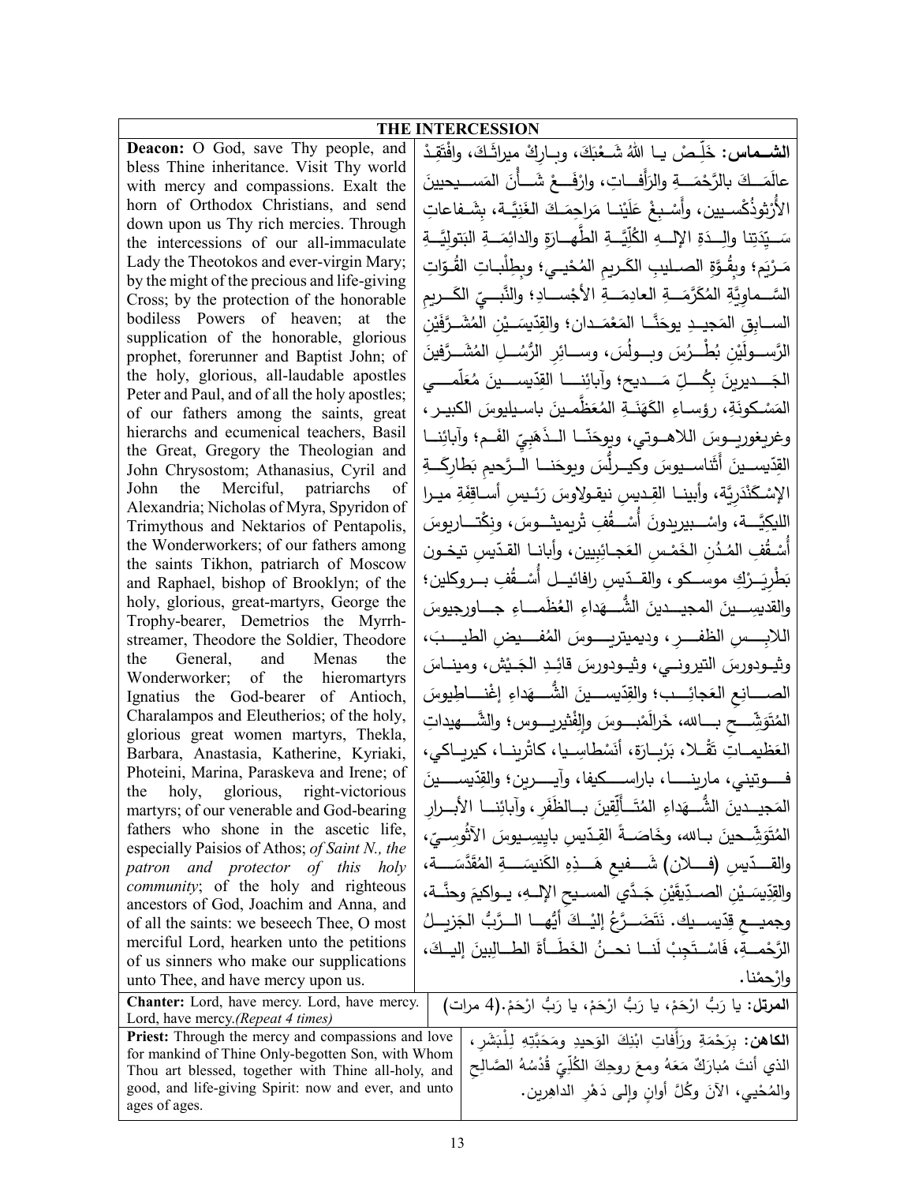| THE INTERCESSION | |
|---|---|
| **Deacon:** O God, save Thy people, and bless Thine inheritance. Visit Thy world with mercy and compassions. Exalt the horn of Orthodox Christians, and send down upon us Thy rich mercies. Through the intercessions of our all-immaculate Lady the Theotokos and ever-virgin Mary; by the might of the precious and life-giving Cross; by the protection of the honorable bodiless Powers of heaven; at the supplication of the honorable, glorious prophet, forerunner and Baptist John; of the holy, glorious, all-laudable apostles Peter and Paul, and of all the holy apostles; of our fathers among the saints, great hierarchs and ecumenical teachers, Basil the Great, Gregory the Theologian and John Chrysostom; Athanasius, Cyril and John the Merciful, patriarchs of Alexandria; Nicholas of Myra, Spyridon of Trimythous and Nektarios of Pentapolis, the Wonderworkers; of our fathers among the saints Tikhon, patriarch of Moscow and Raphael, bishop of Brooklyn; of the holy, glorious, great-martyrs, George the Trophy-bearer, Demetrios the Myrrh-streamer, Theodore the Soldier, Theodore the General, and Menas the Wonderworker; of the hieromartyrs Ignatius the God-bearer of Antioch, Charalampos and Eleutherios; of the holy, glorious great women martyrs, Thekla, Barbara, Anastasia, Katherine, Kyriaki, Photeini, Marina, Paraskeva and Irene; of the holy, glorious, right-victorious martyrs; of our venerable and God-bearing fathers who shone in the ascetic life, especially Paisios of Athos; *of Saint N., the patron and protector of this holy community*; of the holy and righteous ancestors of God, Joachim and Anna, and of all the saints: we beseech Thee, O most merciful Lord, hearken unto the petitions of us sinners who make our supplications unto Thee, and have mercy upon us. | **الشمـاس:** خَلِّصْ يـا اللهُ شَـعْبَكَ، وبـارِكْ ميراثَـكَ، وافْتَقِدْ عالَمَـكَ بالرَّحْمَـةِ والرَّأَفـاتِ، وارْفَـعْ شَـأْنَ المَسـيحيينَ الأُرْثوذُكْسـيين، وأَسْبِغْ عَلَيْنـا مَراحِمَـكَ الغَنِيَّـة، بِشَـفاعاتِ سَـيِّدَتِنا والِـدَةِ الإلـهِ الكُلِّيَّـةِ الطَّهـارَةِ والدائِمَـةِ البَتوليَّـةِ مَـرْيَم؛ وبِقُـوَّةِ الصـليبِ الكَـريمِ المُحْيـي؛ وبِطِلْبـاتِ القُـوّاتِ السَّـماوِيَّةِ المُكَرَّمَـةِ العادِمَـةِ الأجْسـادِ؛ والنَّبِـيِّ الكَـريمِ السـابِقِ المَجيـدِ يوحَنَّـا المَعْمَـدان؛ والقِدّيسَـيْنِ المُشَـرَّفَيْنِ الرَّسـولَيْنِ بُطْـرُسَ وبـولُسَ، وسـائِرِ الرُّسُـلِ المُشَـرَّفينَ الجَـديرينَ بِكُـلِّ مَـديح؛ وآبائِنـا القِدّيسـينَ مُعَلِّمـي المَسْكونَةِ، رؤساءِ الكَهَنَـةِ المُعَظَّمـينَ باسـيليوسَ الكبيـر، وغريغوريـوسَ اللاهـوتي، ويوحَنّـا الـذَهَبِيّ الفَـم؛ وآبائِنـا القِدّيسـينَ أَثَناسـيوسَ وكيـرلُّسَ ويوحَنـا الـرَّحيمِ بَطارِكَـةِ الإسْكَنْدَرِيَّة، وأبينـا القِديسِ نيقولاوسَ رَئيسِ أساقِفَةِ ميـرا الليكِيَّـة، واسْـبيريدونَ أُسْـقُفِ تْريميثـوسَ، ونِكْتـاريوسَ أُسْقُفِ المُدُنِ الخَمْسِ العَجـائِبِيين، وأبانـا القدّيسِ تيخـون بَطْرِيَـرْكِ موسـكو، والقـدّيسِ رافائيـلَ أُسْـقُفِ بـروكلين؛ والقديسِـينَ المجيـدينَ الشُّـهَداءِ العُظَمـاءِ جـاورجيوسَ اللابِـسِ الظفـرِ، وديميتريـوسَ المُفيـضِ الطيـبَ، وثيـودورسَ التيرونـي، وثيـودورسَ قائِـدِ الجَـيْش، وميناسَ الصـانِعِ العَجائِـب؛ والقِدّيسـينَ الشُّـهَداءِ إغْنـاطِيوسَ المُتَوَشِّـحِ بـالله، خَرالَمْبـوسَ وإلْفْثيريـوس؛ والشَّـهيداتِ العَظيمـاتِ تَقْـلا، بَرْبـارَة، أَنَسْطاسِـيا، كاتْرينـا، كيرِيـاكي، فـوتيني، مارينـا، باراسـكيفا، وآيـرين؛ والقِدّيسـينَ المَجيـدينَ الشُّـهَداءِ المُتَـأَلِّقينَ بـالظَفَر، وآبائِنـا الأبـرارِ المُتَوَشِّحينَ بـالله، وخَاصَـةً القِـدّيسِ بايِيسِـيوسَ الآثُوسِـيّ، والقـدّيسِ (فـلان) شَـفيعِ هَـذِهِ الكَنيسَـةِ المُقَدَّسَـةِ، والقِدِّيسَـيْنِ الصـدِّيقَيْنِ جَـدَّي المسيحِ الإلـهِ، يـواكيمَ وحنَّـة، وجميـعِ قِدّيسـيك. نَتَضَـرَّعُ إليْـكَ أيُّهـا الـرَّبُّ الجَزيـلُ الرَّحْمـةِ، فَاسْـتَجِبْ لَنـا نحـنُ الخَطَـأَةَ الطـالِبينَ إليـكَ، وارْحمْنا. |
| **Chanter:** Lord, have mercy. Lord, have mercy. Lord, have mercy.*(Repeat 4 times)* | **المرتل:** يا رَبُّ ارْحَمْ، يا رَبُّ ارْحَمْ، يا رَبُّ ارْحَمْ.(4 مرات) |
| **Priest:** Through the mercy and compassions and love for mankind of Thine Only-begotten Son, with Whom Thou art blessed, together with Thine all-holy, and good, and life-giving Spirit: now and ever, and unto ages of ages. | **الكاهن:** بِرَحْمَةِ ورَأَفاتِ ابْنِكَ الوَحيدِ ومَحَبَّتِهِ لِلْبَشَر، الذي أنتَ مُبارَكٌ مَعَهُ ومعَ روحِكَ الكُلِّيِّ قُدْسُهُ الصَّالِحِ والمُحْيي، الآنَ وكُلَّ أوانٍ وإلى دَهْرِ الداهِرين. |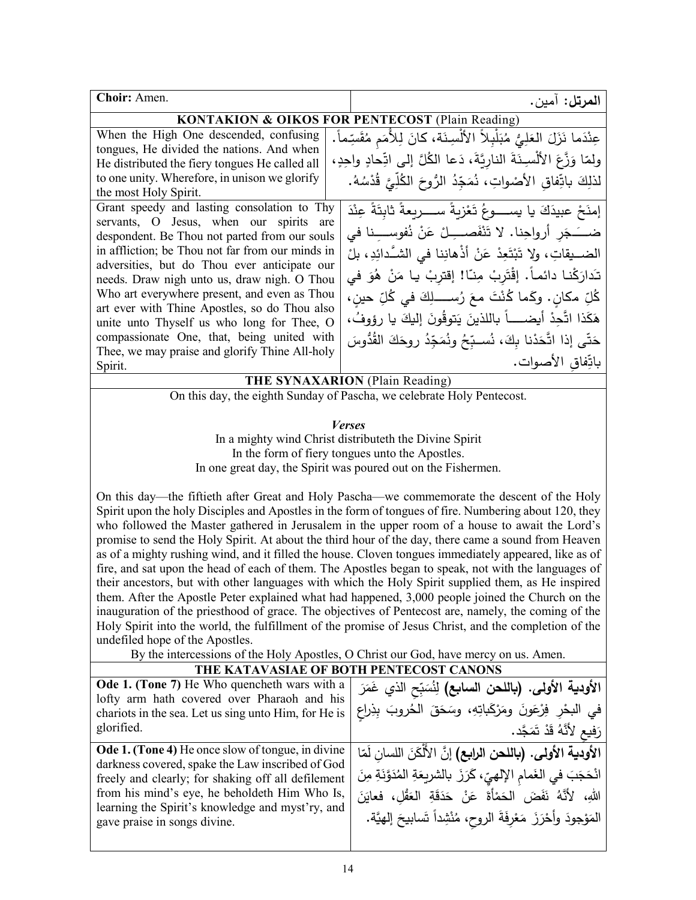| **Choir:** Amen. | **المرتل:** آمين. |
|---|---|
| **KONTAKION & OIKOS FOR PENTECOST** (Plain Reading) | |
| When the High One descended, confusing tongues, He divided the nations. And when He distributed the fiery tongues He called all to one unity. Wherefore, in unison we glorify the most Holy Spirit. | عِنْدَما نَزَلَ العَلِيُّ مُبَلْبِلاً الألْسِنَة، كانَ لِلأُمَمِ مُقَسِّماً. ولمّا وَزَّعَ الألْسِنَةَ النارِيَّةَ، دَعا الكُلَّ إلى اتِّحادٍ واحِدٍ، لذلِكَ باتِّفاقِ الأصْواتِ، نُمَجِّدُ الرُّوحَ الكُلِّيَّ قُدْسُهُ. |
| Grant speedy and lasting consolation to Thy servants, O Jesus, when our spirits are despondent. Be Thou not parted from our souls in affliction; be Thou not far from our minds in adversities, but do Thou ever anticipate our needs. Draw nigh unto us, draw nigh. O Thou Who art everywhere present, and even as Thou art ever with Thine Apostles, so do Thou also unite unto Thyself us who long for Thee, O compassionate One, that, being united with Thee, we may praise and glorify Thine All-holy Spirit. | إمنَحْ عبيدَكَ يا يســـوعُ تَعْزِيةً ســـريعةً ثابِتَةً عِنْدَ ضـــَجَرِ أرواحِنا. لا تَنْفَصـــِلْ عَنْ نُفوســـِنا في الضـــيقاتِ، ولا تَبْتَعِدْ عَنْ أذْهانِنا في الشـَّدائِدِ، بلْ تَدارَكْنا دائماً. إقْتَرِبْ مِنّا! إقترِبْ يـا مَنْ هُوَ في كُلِّ مكانٍ. وكَما كُنْتَ معَ رُســـلِكَ في كُلِّ حينٍ، هَكَذا اتَّحِدْ أيضـــاً باللذينَ يَتوقُونَ إليكَ يا رؤوفُ، حَتّى إذا اتَّحَدْنا بِكَ، نُســبِّحُ ونُمَجِّدُ روحَكَ القُدُّوسَ باتِّفاقِ الأصوات. |

**THE SYNAXARION** (Plain Reading)

On this day, the eighth Sunday of Pascha, we celebrate Holy Pentecost.

***Verses***

In a mighty wind Christ distributeth the Divine Spirit
In the form of fiery tongues unto the Apostles.
In one great day, the Spirit was poured out on the Fishermen.

On this day—the fiftieth after Great and Holy Pascha—we commemorate the descent of the Holy Spirit upon the holy Disciples and Apostles in the form of tongues of fire. Numbering about 120, they who followed the Master gathered in Jerusalem in the upper room of a house to await the Lord's promise to send the Holy Spirit. At about the third hour of the day, there came a sound from Heaven as of a mighty rushing wind, and it filled the house. Cloven tongues immediately appeared, like as of fire, and sat upon the head of each of them. The Apostles began to speak, not with the languages of their ancestors, but with other languages with which the Holy Spirit supplied them, as He inspired them. After the Apostle Peter explained what had happened, 3,000 people joined the Church on the inauguration of the priesthood of grace. The objectives of Pentecost are, namely, the coming of the Holy Spirit into the world, the fulfillment of the promise of Jesus Christ, and the completion of the undefiled hope of the Apostles.

By the intercessions of the Holy Apostles, O Christ our God, have mercy on us. Amen.

**THE KATAVASIAE OF BOTH PENTECOST CANONS**

| | |
|---|---|
| **Ode 1. (Tone 7)** He Who quencheth wars with a lofty arm hath covered over Pharaoh and his chariots in the sea. Let us sing unto Him, for He is glorified. | **الأودية الأولى. (باللحن السابع)** لِنُسَبِّحِ الذي غَمَرَ في البحْرِ فِرْعَونَ ومَرْكَباتِهِ، وسَحَقَ الحُروبَ بِذِراعٍ رَفيعٍ لأنَّهُ قَدْ تَمَجَّد. |
| **Ode 1. (Tone 4)** He once slow of tongue, in divine darkness covered, spake the Law inscribed of God freely and clearly; for shaking off all defilement from his mind's eye, he beholdeth Him Who Is, learning the Spirit's knowledge and myst'ry, and gave praise in songs divine. | **الأودية الأولى. (باللحن الرابع)** إنَّ الألْكَنَ اللسانِ لَمّا انْحَجَبَ في الغَمامِ الإلهيّ، كَرَزَ بالشريعَةِ المُدَوَّنَةِ مِنَ اللهِ، لأنَّهُ نَفَضَ الحَمْأةَ عَنْ حَدَقَةِ العَقْلِ، فعايَنَ المَوْجودَ وأحْرَزَ مَعْرِفَةَ الروحِ، مُنْشِداً تَسابيحَ إلهيَّة. |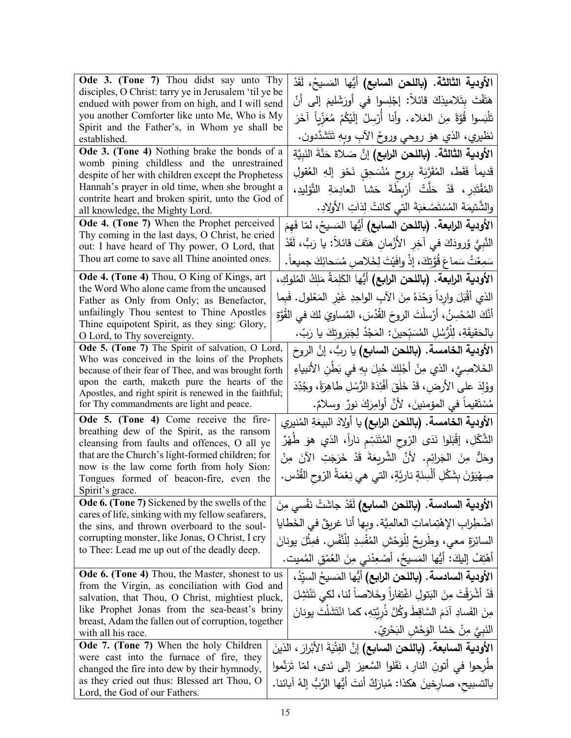| | |
|---|---|
| **Ode 3. (Tone 7)** Thou didst say unto Thy disciples, O Christ: tarry ye in Jerusalem 'til ye be endued with power from on high, and I will send you another Comforter like unto Me, Who is My Spirit and the Father's, in Whom ye shall be established. | **الأودية الثالثة. (باللحن السابع)** أيُّها المَسيحُ، لَقَدْ هَتَفْتَ بتَلاميذِكَ قائلاً: إجْلِسوا في أورَشَليمَ إلى أنْ تَلْبَسوا قُوَّةً مِنَ العَلاء. وأنا أُرْسِلُ إلَيْكُمْ مُعَزِّياً آخَرَ نَظيري، الذي هوَ روحي وروحُ الآبِ وبِهِ تَتَشَدَّدون. |
| **Ode 3. (Tone 4)** Nothing brake the bonds of a womb pining childless and the unrestrained despite of her with children except the Prophetess Hannah's prayer in old time, when she brought a contrite heart and broken spirit, unto the God of all knowledge, the Mighty Lord. | **الأودية الثالثة. (باللحن الرابع)** إنَّ صَلاةَ حَنَّةَ النَبيَّةِ قَديماً فَقَط، المُقَرَّبَةَ بروحٍ مُنْسَحِقٍ نَحْوَ إلهِ العُقولِ المُقْتَدِرِ، قَدْ حَلَّتْ أرْبِطَةَ حَشا العادِمَةِ التَّوْليدِ، والشَّتيمَةَ المُسْتَصْعَبَةَ التي كانَتْ لِذاتِ الأولادِ. |
| **Ode 4. (Tone 7)** When the Prophet perceived Thy coming in the last days, O Christ, he cried out: I have heard of Thy power, O Lord, that Thou art come to save all Thine anointed ones. | **الأودية الرابعة. (باللحن السابع)** أيُّها المَسيحُ، لمّا فَهِمَ النَّبيُّ وُرودَكَ في آخِرِ الأزْمانِ هَتَفَ قائلاً: يا رَبُّ، لَقَدْ سَمِعْتُ سَماعَ قُوَّتِكَ، إذْ وافَيْتَ لِخَلاصِ مُسَحائِكَ جميعاً. |
| **Ode 4. (Tone 4)** Thou, O King of Kings, art the Word Who alone came from the uncaused Father as Only from Only; as Benefactor, unfailingly Thou sentest to Thine Apostles Thine equipotent Spirit, as they sing: Glory, O Lord, to Thy sovereignty. | **الأودية الرابعة. (باللحن الرابع)** أيُّها الكَلِمَةُ مَلِكُ المُلوكِ، الذي أقْبَلَ وارِداً وَحْدَهُ مِنَ الآبِ الواحِدِ غَيْرِ المَعْلول. فَبِما أنَّكَ المُحْسِنُ، أرْسَلْتَ الروحَ القُدُسَ، المُساوِيَ لكَ في القُوَّةِ بالحَقيقَةِ، لِلْرُسُلِ المُسَبِّحينَ: المَجْدُ لِجَبَروتِكَ يا رَبّ. |
| **Ode 5. (Tone 7)** The Spirit of salvation, O Lord, Who was conceived in the loins of the Prophets because of their fear of Thee, and was brought forth upon the earth, maketh pure the hearts of the Apostles, and right spirit is renewed in the faithful; for Thy commandments are light and peace. | **الأودية الخامسة. (باللحن السابع)** يا ربُّ، إنَّ الروحَ الخَلاصِيَّ، الذي مِنْ أجْلِكَ حُبِلَ بِهِ في بَطْنِ الأنبياءِ ووُلِدَ على الأرضِ، قَدْ خَلَقَ أفْئِدَةَ الرُّسُلِ طاهِرَةً، وجُدِّدَ مُسْتَقيماً في المؤمنينَ، لأنَّ أوامِرَكَ نورٌ وسلامٌ. |
| **Ode 5. (Tone 4)** Come receive the fire-breathing dew of the Spirit, as the ransom cleansing from faults and offences, O all ye that are the Church's light-formed children; for now is the law come forth from holy Sion: Tongues formed of beacon-fire, even the Spirit's grace. | **الأودية الخامسة. (باللحن الرابع)** يا أولادَ البيعَةِ المُنيري الشَّكْلِ، إقْبَلوا نَدَى الرّوحِ المُتَنَسِّمِ ناراً، الذي هوَ طُهْرٌ وحَلٌّ مِنَ الجَرائِمِ. لأنَّ الشَّريعَةَ قَدْ خَرَجَتِ الآنَ مِنْ صِهْيَوْنَ بِشَكْلِ ألْسِنَةٍ ناريَّةٍ، التي هي نِعْمَةُ الرّوحِ القُدُس. |
| **Ode 6. (Tone 7)** Sickened by the swells of the cares of life, sinking with my fellow seafarers, the sins, and thrown overboard to the soul-corrupting monster, like Jonas, O Christ, I cry to Thee: Lead me up out of the deadly deep. | **الأودية السادسة. (باللحن السابع)** لَقَدْ جاشَتْ نَفْسي مِنَ اضْطِرابِ الإهْتِماماتِ العالميَّةِ. وبِها أنا غريقٌ في الخَطايا السائِرَةِ معي، وطَريحٌ لِلْوَحْشِ المُفْسِدِ لِلْنَّفْسِ. فمِثْلَ يونانَ أهْتِفُ إليكَ: أيُّها المَسيحُ، أصْعِدْني مِنَ العُمْقِ المُميت. |
| **Ode 6. (Tone 4)** Thou, the Master, shonest to us from the Virgin, as conciliation with God and salvation, that Thou, O Christ, mightiest pluck, like Prophet Jonas from the sea-beast's briny breast, Adam the fallen out of corruption, together with all his race. | **الأودية السادسة. (باللحن الرابع)** أيُّها المَسيحُ السيِّدُ، قَدْ أشْرَقْتَ مِنَ البَتولِ اغْتِفاراً وخَلاصاً لنا، لكي تَنْتَشِلَ مِنَ الفَسادِ آدَمَ السَّاقِطَ وكُلَّ ذُرِّيَّتِهِ، كما انْتَشَلْتَ يونانَ النَبيَّ مِنْ حَشا الوَحْشِ البَحْرِيّ. |
| **Ode 7. (Tone 7)** When the holy Children were cast into the furnace of fire, they changed the fire into dew by their hymnody, as they cried out thus: Blessed art Thou, O Lord, the God of our Fathers. | **الأودية السابعة. (باللحن السابع)** إنَّ الفِتْيَةَ الأبْرارَ، الذينَ طُرِحوا في أتونِ النارِ، نَقَلوا السَّعيرَ إلى نَدى، لمّا تَرَنَّموا بالتسبيحِ، صارِخينَ هكذا: مُبارَكٌ أنتَ أيُّها الرَّبُّ إلهُ آبائنا. |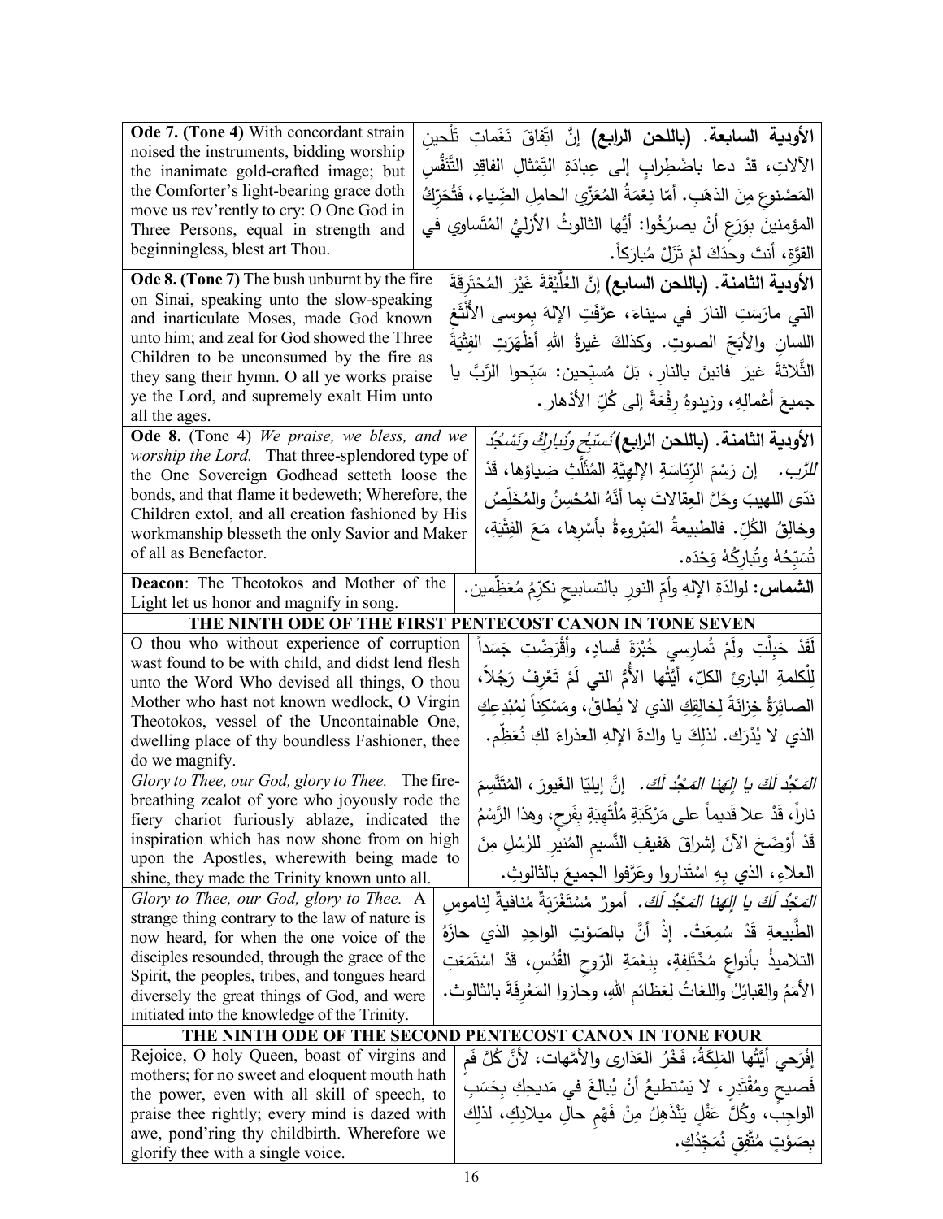| English | Arabic |
|---|---|
| **Ode 7. (Tone 4)** With concordant strain noised the instruments, bidding worship the inanimate gold-crafted image; but the Comforter's light-bearing grace doth move us rev'rently to cry: O One God in Three Persons, equal in strength and beginningless, blest art Thou. | **الأودية السابعة. (باللحن الرابع)** إنَّ اتِّفاقَ نَغَماتِ تَلْحينِ الآلاتِ، قدْ دعا باضْطِرابٍ إلى عِبادَةِ التِّمْثالِ الفاقِدِ التَّنَفُّسِ المَصْنوعِ مِنَ الذهَبِ. أمّا نِعْمَةُ المُعَزّي الحامِلِ الضِّياء، فَتُحَرِّكُ المؤمنينَ بِوَرَعٍ أنْ يصرُخُوا: أيُّها الثالوثُ الأزليُّ المُتَساوي في القوّةِ، أنتَ وحدَكَ لمْ تَزَلْ مُبارَكاً. |
| **Ode 8. (Tone 7)** The bush unburnt by the fire on Sinai, speaking unto the slow-speaking and inarticulate Moses, made God known unto him; and zeal for God showed the Three Children to be unconsumed by the fire as they sang their hymn. O all ye works praise ye the Lord, and supremely exalt Him unto all the ages. | **الأودية الثامنة. (باللحن السابع)** إنَّ العُلَّيْقَةَ غَيْرَ المُحْتَرِقَةَ التي مارَسَتِ النارَ في سيناءَ، عرَّفَتِ الإلهَ بموسى الأَلْثَغِ اللسانِ والأبَحِّ الصوتِ. وكذلكَ غَيرةُ اللهِ أظْهَرَتِ الفِتْيَةَ الثَّلاثةَ غيرَ فانينَ بالنارِ، بَلْ مُسبِّحين: سَبِّحوا الرَّبَّ يا جميعَ أعْمالِهِ، وزيدوهُ رِفْعَةً إلى كُلِّ الأدْهار. |
| **Ode 8.** (Tone 4) *We praise, we bless, and we worship the Lord.* That three-splendored type of the One Sovereign Godhead setteth loose the bonds, and that flame it bedeweth; Wherefore, the Children extol, and all creation fashioned by His workmanship blesseth the only Savior and Maker of all as Benefactor. | **الأودية الثامنة. (باللحن الرابع)** *نُسَبِّحُ ونُبارِكُ ونَسْجُدُ للرَّب.* إن رَسْمَ الرِّئاسَةِ الإلهيَّةِ المُثَلَّثِ ضِياؤها، قَدْ نَدّى اللهيبَ وحَلَّ العِقالاتَ بِما أنَّهُ المُحْسِنُ والمُخَلِّصُ وخالِقُ الكُلِّ. فالطبيعةُ المَبْروءةُ بأسْرِها، مَعَ الفِتْيَةِ، تُسَبِّحُهُ وتُبارِكُهُ وَحْدَه. |
| **Deacon**: The Theotokos and Mother of the Light let us honor and magnify in song. | **الشماس:** لوالدَةِ الإلهِ وأمِّ النورِ بالتسابيحِ نكرِّمُ مُعَظِّمين. |
| **THE NINTH ODE OF THE FIRST PENTECOST CANON IN TONE SEVEN** | |
| O thou who without experience of corruption wast found to be with child, and didst lend flesh unto the Word Who devised all things, O thou Mother who hast not known wedlock, O Virgin Theotokos, vessel of the Uncontainable One, dwelling place of thy boundless Fashioner, thee do we magnify. | لَقَدْ حَبِلْتِ ولَمْ تُمارِسي خُبْرَةَ فَسادٍ، وأَقْرَضْتِ جَسَداً لِلْكلمةِ الباريْ الكلّ، أيَّتُها الأُمُّ التي لَمْ تَعْرِفْ رَجُلاً، الصائِرَةُ خِزانَةً لِخالِقِكِ الذي لا يُطاقُ، ومَسْكِناً لِمُبْدِعِكِ الذي لا يُدْرَك. لذلِكَ يا والدةَ الإلهِ العذراءَ لكِ نُعَظِّم. |
| *Glory to Thee, our God, glory to Thee.* The fire-breathing zealot of yore who joyously rode the fiery chariot furiously ablaze, indicated the inspiration which has now shone from on high upon the Apostles, wherewith being made to shine, they made the Trinity known unto all. | *المَجْدُ لَكَ يا إلهَنا المَجْدُ لَك.* إنَّ إيليّا الغَيورَ، المُتَنَسِّمَ ناراً، قَدْ علا قَديماً على مَرْكَبَةٍ مُلْتَهِبَةٍ بِفَرحٍ، وهذا الرَّسْمُ قَدْ أوْضَحَ الآنَ إشراقَ هَفيفِ النَّسيمِ المُنيرِ للرُسُلِ مِنَ العلاءِ، الذي بِهِ اسْتَناروا وعَرَّفوا الجميعَ بالثالوث. |
| *Glory to Thee, our God, glory to Thee.* A strange thing contrary to the law of nature is now heard, for when the one voice of the disciples resounded, through the grace of the Spirit, the peoples, tribes, and tongues heard diversely the great things of God, and were initiated into the knowledge of the Trinity. | *المَجْدُ لَكَ يا إلهَنا المَجْدُ لَك.* أمورٌ مُسْتَغْرَبَةٌ مُنافيةٌ لِناموسِ الطَّبيعةِ قَدْ سُمِعَتْ. إذْ أنَّ بالصَوْتِ الواحِدِ الذي حازَهُ التلاميذُ بأنواعٍ مُخْتَلِفةٍ، بِنِعْمَةِ الرّوحِ القُدُسِ، قَدْ اسْتَمَعَتِ الأمَمُ والقبائِلُ واللغاتُ لِعَظائمِ اللهِ، وحازوا المَعْرِفَةَ بالثالوث. |
| **THE NINTH ODE OF THE SECOND PENTECOST CANON IN TONE FOUR** | |
| Rejoice, O holy Queen, boast of virgins and mothers; for no sweet and eloquent mouth hath the power, even with all skill of speech, to praise thee rightly; every mind is dazed with awe, pond'ring thy childbirth. Wherefore we glorify thee with a single voice. | إفْرَحي أيَّتُها المَلِكَةُ، فَخْرُ العَذارى والأمَّهات، لأنَّ كُلَّ فَمٍ فَصيحٍ ومُقْتَدِرٍ، لا يَسْتَطيعُ أنْ يُبالِغَ في مَديحِكِ بِحَسَبِ الواجِبِ، وكُلَّ عَقْلٍ يَنْذَهِلُ مِنْ فَهْمِ حالِ ميلادِكِ، لذلِك بِصَوْتٍ مُتَّفِقٍ نُمَجِّدُكِ. |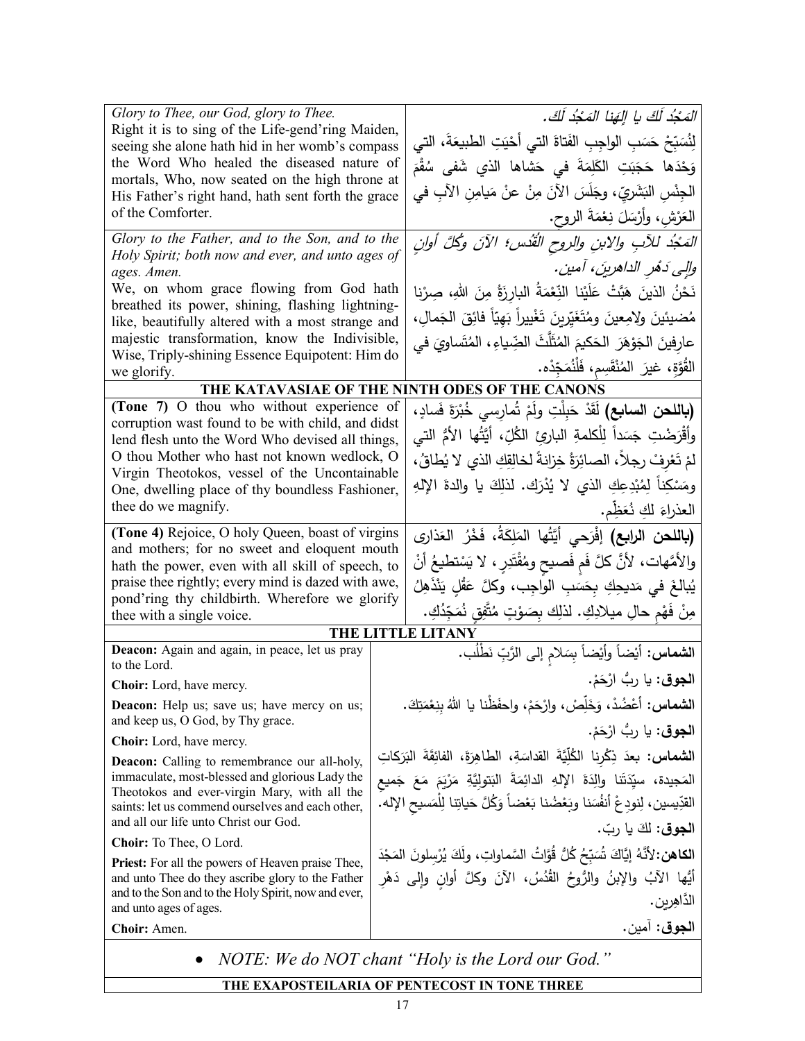| | |
|---|---|
| *Glory to Thee, our God, glory to Thee.*<br>Right it is to sing of the Life-gend'ring Maiden, seeing she alone hath hid in her womb's compass the Word Who healed the diseased nature of mortals, Who, now seated on the high throne at His Father's right hand, hath sent forth the grace of the Comforter. | *المَجْدُ لَكَ يا إلهَنا المَجْدُ لَكَ.*<br>لِنُسَبِّحْ حَسَبِ الواجِبِ الفَتاةَ التي أحْيَتِ الطبيعَةَ، التي وَحْدَها حَجَبَتِ الكَلِمَةَ في حَشاها الذي شَفى سُقْمَ الجِنْسِ البَشَرِيّ، وجَلَسَ الآنَ مِنْ عنْ مَيامِنِ الآبِ في العَرْشِ، وأرْسَلَ نِعْمَةَ الروحِ. |
| *Glory to the Father, and to the Son, and to the Holy Spirit; both now and ever, and unto ages of ages. Amen.*<br>We, on whom grace flowing from God hath breathed its power, shining, flashing lightning-like, beautifully altered with a most strange and majestic transformation, know the Indivisible, Wise, Triply-shining Essence Equipotent: Him do we glorify. | *المَجْدُ للآبِ والابنِ والروحِ القُدُس؛ الآنَ وكُلَّ أوانٍ وإلى دَهْرِ الداهرينَ، آمين.*<br>نَحْنُ الذينَ هَبَّتْ عَلَيْنا النِّعْمَةُ البارِزَةُ مِنَ اللهِ، صِرْنا مُضيئينَ ولامِعينَ ومُتَغَيّرينَ تَغْييراً بَهِيّاً فائِقَ الجَمالِ، عارِفينَ الجَوْهَرَ الحَكيمَ المُثَلَّثَ الضِّياءِ، المُتَساوِيَ في القُوَّةِ، غيرَ المُنْقَسِمِ، فَلْنُمَجِّدْه. |

**THE KATAVASIAE OF THE NINTH ODES OF THE CANONS**

| | |
|---|---|
| **(Tone 7)** O thou who without experience of corruption wast found to be with child, and didst lend flesh unto the Word Who devised all things, O thou Mother who hast not known wedlock, O Virgin Theotokos, vessel of the Uncontainable One, dwelling place of thy boundless Fashioner, thee do we magnify. | **(باللحن السابع)** لَقَدْ حَبِلْتِ ولَمْ تُمارِسي خُبْرَةَ فَسادٍ، وأقْرَضْتِ جَسَداً لِلْكلمةِ البارئِ الكُلِّ، أيَّتُها الأمُّ التي لمْ تَعْرِفْ رجلاً، الصائِرَةُ خِزانةً لخالِقِها الذي لا يُطاقُ، ومَسْكِناً لِمُبْدِعِكِ الذي لا يُدْرَك. لذلِكَ يا والدةَ الإلهِ العذراءَ لكِ نُعَظِّم. |
| **(Tone 4)** Rejoice, O holy Queen, boast of virgins and mothers; for no sweet and eloquent mouth hath the power, even with all skill of speech, to praise thee rightly; every mind is dazed with awe, pond'ring thy childbirth. Wherefore we glorify thee with a single voice. | **(باللحن الرابع)** إفْرَحي أيَّتُها المَلِكَةُ، فَخْرُ العَذارى والأمَّهات، لأنَّ كلَّ فَمٍ فَصيحٍ ومُقْتَدِرٍ، لا يَسْتَطيعُ أنْ يُبالِغَ في مَديحِكِ بِحَسَبِ الواجِب، وكلَّ عَقْلٍ يَنْذَهِلُ مِنْ فَهْمِ حالِ ميلادِكِ. لذلِك بِصَوْتٍ مُتَّفِقٍ نُمَجِّدُكِ. |

**THE LITTLE LITANY**

| | |
|---|---|
| **Deacon:** Again and again, in peace, let us pray to the Lord. | **الشماس:** أيْضاً وأيْضاً بِسَلامٍ إلى الرَّبِّ نَطْلُب. |
| **Choir:** Lord, have mercy. | **الجوق:** يا ربُّ ارْحَمْ. |
| **Deacon:** Help us; save us; have mercy on us; and keep us, O God, by Thy grace. | **الشماس:** أعْضُدْ، وَخَلِّصْ، وارْحَمْ، واحفَظْنا يا اللهُ بِنِعْمَتِكَ. |
| **Choir:** Lord, have mercy. | **الجوق:** يا ربُّ ارْحَمْ. |
| **Deacon:** Calling to remembrance our all-holy, immaculate, most-blessed and glorious Lady the Theotokos and ever-virgin Mary, with all the saints: let us commend ourselves and each other, and all our life unto Christ our God. | **الشماس:** بعدَ ذِكْرِنا الكُلِّيَّةَ القداسَةِ، الطاهِرَةَ، الفائِقَةَ البَرَكاتِ المَجيدة، سيِّدَتَنا والِدَةَ الإلهِ الدائِمَةَ البَتولِيَّةِ مَرْيَمَ مَعَ جَميعِ القدِّيسين، لِنودِعْ أنفُسَنا وبَعْضُنا بَعْضاً وَكُلَّ حَياتِنا لِلْمَسيحِ الإله. |
| **Choir:** To Thee, O Lord. | **الجوق:** لكَ يا ربّ. |
| **Priest:** For all the powers of Heaven praise Thee, and unto Thee do they ascribe glory to the Father and to the Son and to the Holy Spirit, now and ever, and unto ages of ages. | **الكاهن:** لأنَّهُ إيَّاكَ تُسَبِّحُ كُلُّ قُوَّاتُ السَّماواتِ، ولَكَ يُرْسِلونَ المَجْدَ أيُّها الآبُ والإبنُ والرُّوحُ القُدُسُ، الآنَ وكلَّ أوانٍ وإلى دَهْرِ الدَّاهِرين. |
| **Choir:** Amen. | **الجوق:** آمين. |

- *NOTE: We do NOT chant "Holy is the Lord our God."*

**THE EXAPOSTEILARIA OF PENTECOST IN TONE THREE**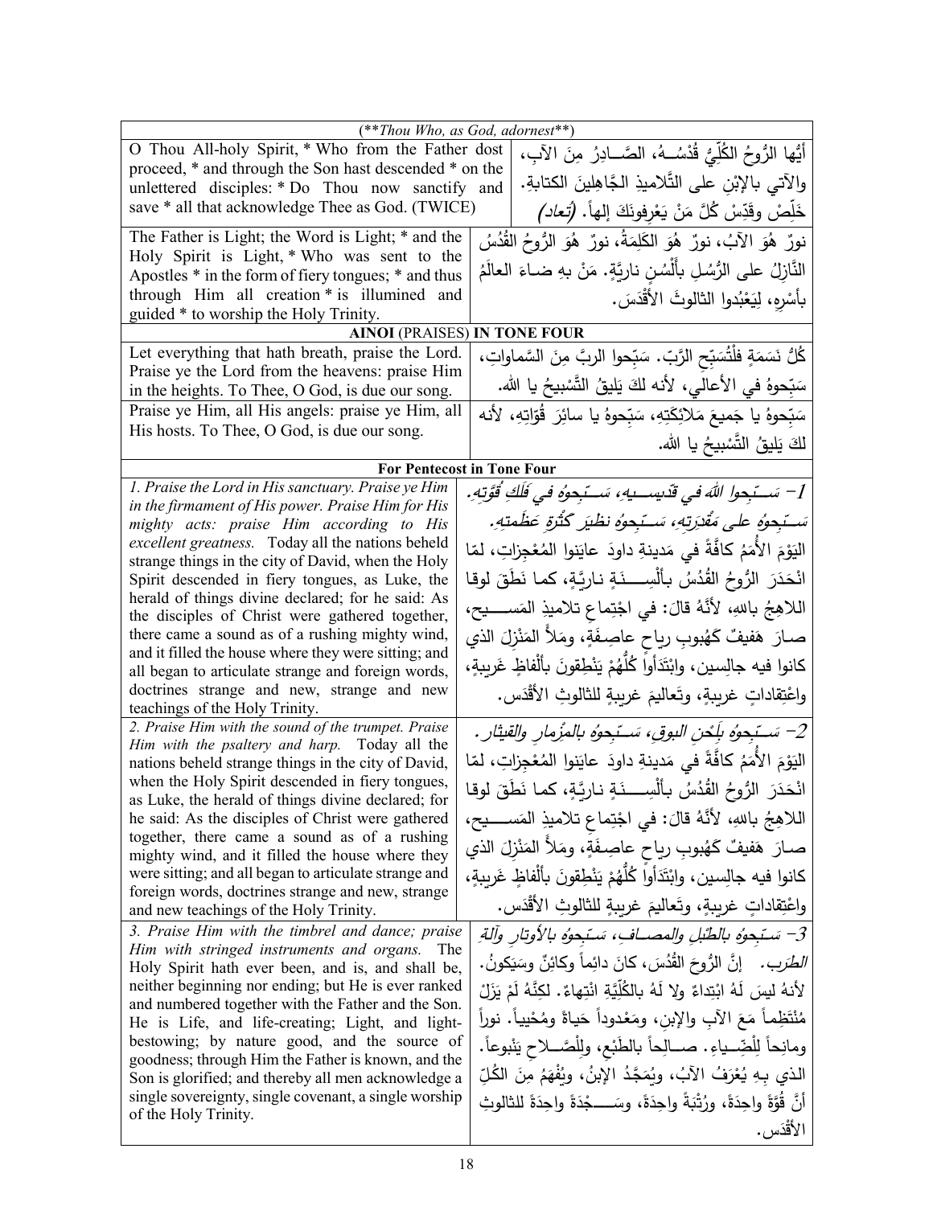| (***Thou Who, as God, adornest***) | |
|---|---|
| O Thou All-holy Spirit, * Who from the Father dost proceed, * and through the Son hast descended * on the unlettered disciples: * Do Thou now sanctify and save * all that acknowledge Thee as God. (TWICE) | أيُّها الرُّوحُ الكُلِّيُّ قُدْسُــهُ، الصَّــادِرُ مِنَ الآبِ، والآتي بالإبْنِ على التَّلاميذِ الجَّاهِلينَ الكتابةِ. خَلِّصْ وقَدِّسْ كُلَّ مَنْ يَعْرِفونَكَ إلهاً. *(تُعاد)* |
| The Father is Light; the Word is Light; * and the Holy Spirit is Light, * Who was sent to the Apostles * in the form of fiery tongues; * and thus through Him all creation * is illumined and guided * to worship the Holy Trinity. | نورٌ هُوَ الآبُ، نورٌ هُوَ الكَلِمَةُ، نورٌ هُوَ الرُّوحُ القُدُسُ النَّازِلُ على الرُّسُلِ بأَلْسُنٍ ناريَّةٍ. مَنْ بهِ ضاءَ العالَمُ بأسْرِهِ، لِيَعْبُدوا الثالوثَ الأقْدَسَ. |
| **AINOI (PRAISES) IN TONE FOUR** | |
| Let everything that hath breath, praise the Lord. Praise ye the Lord from the heavens: praise Him in the heights. To Thee, O God, is due our song. | كُلُّ نَسَمَةٍ فلْتُسَبِّحِ الرَّبّ. سَبِّحوا الربَّ مِنَ السَّماواتِ، سَبِّحوهُ في الأعالي، لأنه لكَ يَليقُ التَّسْبيحُ يا الله. |
| Praise ye Him, all His angels: praise ye Him, all His hosts. To Thee, O God, is due our song. | سَبِّحوهُ يا جَميعَ مَلائِكَتِهِ، سَبِّحوهُ يا سائِرَ قُوّاتِهِ، لأنه لكَ يَليقُ التَّسْبيحُ يا الله. |
| **For Pentecost in Tone Four** | |
| *1. Praise the Lord in His sanctuary. Praise ye Him in the firmament of His power. Praise Him for His mighty acts: praise Him according to His excellent greatness.* Today all the nations beheld strange things in the city of David, when the Holy Spirit descended in fiery tongues, as Luke, the herald of things divine declared; for he said: As the disciples of Christ were gathered together, there came a sound as of a rushing mighty wind, and it filled the house where they were sitting; and all began to articulate strange and foreign words, doctrines strange and new, strange and new teachings of the Holy Trinity. | *1- سَـبِّحوا اللهَ في قدِّيسـيهِ، سَـبِّحوهُ في فَلَكِ قُوَّتِهِ. سَـبِّحوهُ على مَقْدِرَتِهِ، سَـبِّحوهُ نظيرَ كَثْرَةِ عَظَمتِهِ.* اليَوْمَ الأُمَمُ كافَّةً في مَدينةِ داودَ عايَنوا المُعْجِزاتِ، لمّا انْحَدَرَ الرُّوحُ القُدُسُ بألْسِـنَةٍ ناريَّةٍ، كما نَطَقَ لوقا اللاهِجُ بالله، لأنَّهُ قالَ: في اجْتِماعِ تلاميذِ المَسـيحِ، صارَ هَفيفٌ كَهُبوبِ رياحٍ عاصِفَةٍ، ومَلأَ المَنْزِلَ الذي كانوا فيه جالِسين، وابْتَدَأوا كُلُّهُمْ يَنْطِقونَ بألْفاظٍ غَريبةٍ، واعْتِقاداتٍ غريبةٍ، وتَعاليمَ غريبةٍ للثالوثِ الأقْدَس. |
| *2. Praise Him with the sound of the trumpet. Praise Him with the psaltery and harp.* Today all the nations beheld strange things in the city of David, when the Holy Spirit descended in fiery tongues, as Luke, the herald of things divine declared; for he said: As the disciples of Christ were gathered together, there came a sound as of a rushing mighty wind, and it filled the house where they were sitting; and all began to articulate strange and foreign words, doctrines strange and new, strange and new teachings of the Holy Trinity. | *2- سَـبِّحوهُ بلَحْنِ البوقِ، سَـبِّحوهُ بالمِزْمارِ والقيثار.* اليَوْمَ الأُمَمُ كافَّةً في مَدينةِ داودَ عايَنوا المُعْجِزاتِ، لمّا انْحَدَرَ الرُّوحُ القُدُسُ بألْسِـنَةٍ ناريَّةٍ، كما نَطَقَ لوقا اللاهِجُ بالله، لأنَّهُ قالَ: في اجْتِماعِ تلاميذِ المَسـيحِ، صارَ هَفيفٌ كَهُبوبِ رياحٍ عاصِفَةٍ، ومَلأَ المَنْزِلَ الذي كانوا فيه جالِسين، وابْتَدَأوا كُلُّهُمْ يَنْطِقونَ بألْفاظٍ غَريبةٍ، واعْتِقاداتٍ غريبةٍ، وتَعاليمَ غريبةٍ للثالوثِ الأقْدَس. |
| *3. Praise Him with the timbrel and dance; praise Him with stringed instruments and organs.* The Holy Spirit hath ever been, and is, and shall be, neither beginning nor ending; but He is ever ranked and numbered together with the Father and the Son. He is Life, and life-creating; Light, and light-bestowing; by nature good, and the source of goodness; through Him the Father is known, and the Son is glorified; and thereby all men acknowledge a single sovereignty, single covenant, a single worship of the Holy Trinity. | *3- سَبِّحوهُ بالطُبْلِ والمصـافِ، سَبِّحوهُ بالأوتارِ وآلةِ الطرب.* إنَّ الرُّوحَ القُدُسَ، كانَ دائِماً وكائِنٌ وسَيَكونُ. لأنهُ ليسَ لَهُ ابْتِداءٌ ولا لَهُ بالكُلِّيَّةِ انْتِهاءٌ. لكِنَّهُ لَمْ يَزَلْ مُنْتَظِماً مَعَ الآبِ والإبنِ، ومَعْدوداً حَياةً ومُحْيِياً. نوراً ومانِحاً لِلْضِّـياءِ. صـالِحاً بالطَبْعِ، ولِلْصَّـلاحِ يَنْبوعاً. الذي بِهِ يُعْرَفُ الآبُ، ويُمَجَّدُ الإبنُ، ويُفْهَمُ مِنَ الكُلِّ أنَّ قُوَّةً واحِدَةً، ورُتْبَةً واحِدَةً، وسَـجْدَةً واحِدَةً للثالوثِ الأقْدَس. |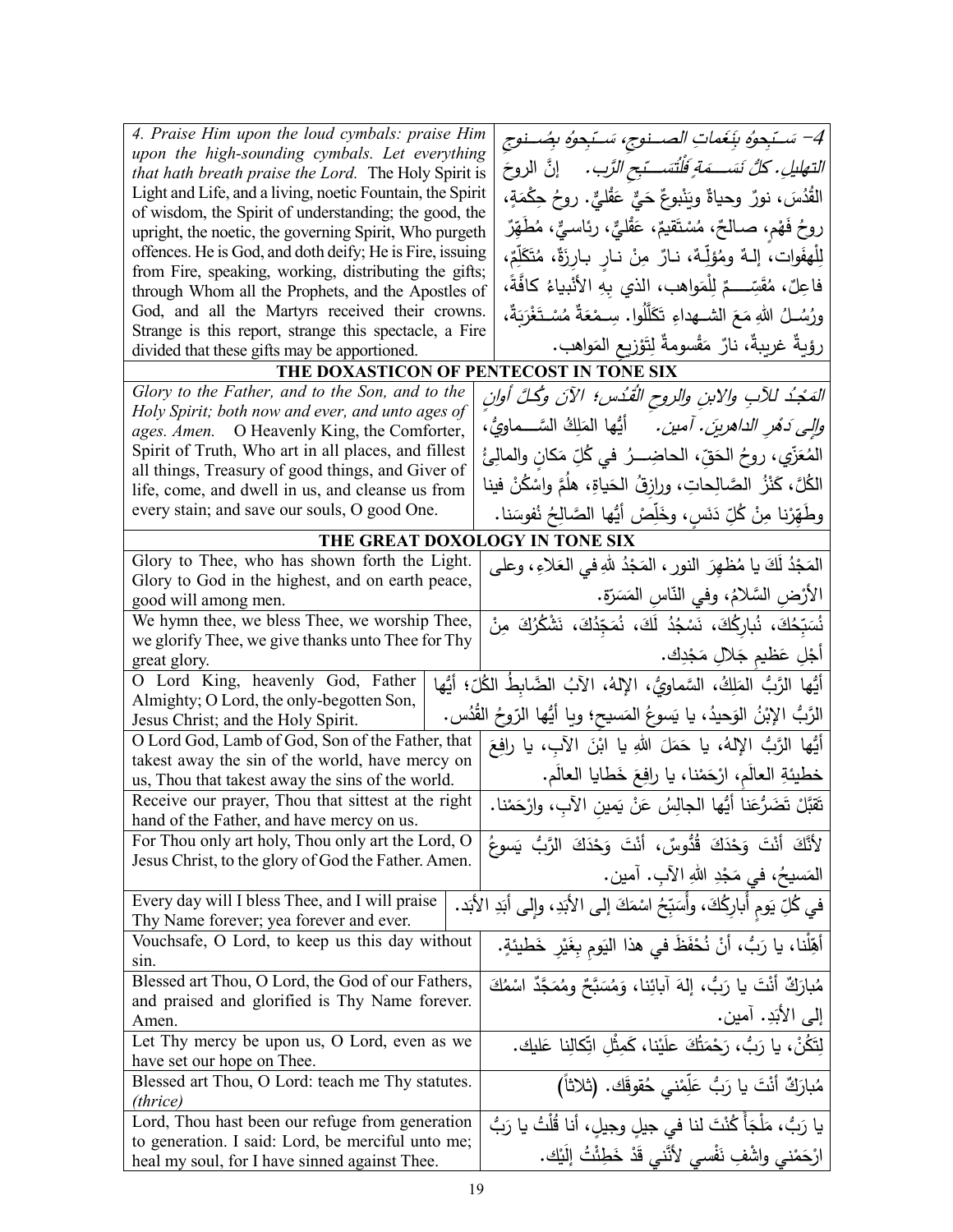| | |
|---|---|
| *4. Praise Him upon the loud cymbals: praise Him upon the high-sounding cymbals. Let everything that hath breath praise the Lord.* The Holy Spirit is Light and Life, and a living, noetic Fountain, the Spirit of wisdom, the Spirit of understanding; the good, the upright, the noetic, the governing Spirit, Who purgeth offences. He is God, and doth deify; He is Fire, issuing from Fire, speaking, working, distributing the gifts; through Whom all the Prophets, and the Apostles of God, and all the Martyrs received their crowns. Strange is this report, strange this spectacle, a Fire divided that these gifts may be apportioned. | *4- سَـبِّحوهُ بِنَغَماتِ الصـنوجِ، سَـبِّحوهُ بِصُـنوجِ التهليل. كلُّ نَسَــمَةٍ فَلْتُسَــبِّحِ الرَّب.* إنَّ الروحَ القُدُسَ، نورٌ وحياةٌ ويَنْبوعٌ حَيٌّ عَقْليٌّ. روحُ حِكْمَةٍ، روحُ فَهْمٍ، صالحٌ، مُسْتَقيمٌ، عَقْليٌّ، رئاسيٌّ، مُطَهِّرٌ لِلْهفوات، إلهٌ ومُؤلِّهٌ، نارٌ مِنْ نارٍ بارِزَةٌ، مُتَكَلِّمٌ، فاعِلٌ، مُقَسِّــمٌ لِلْمَواهب، الذي بِهِ الأنْبياءُ كافَّةً، ورُسُلُ اللهِ مَعَ الشـهداءِ تَكَلَّلوا. سِـمْعَةٌ مُسْـتَغْرَبَةٌ، رؤيةٌ غريبةٌ، نارٌ مَقْسومةٌ لِتَوْزيعِ المَواهب. |

**THE DOXASTICON OF PENTECOST IN TONE SIX**

| | |
|---|---|
| *Glory to the Father, and to the Son, and to the Holy Spirit; both now and ever, and unto ages of ages. Amen.* O Heavenly King, the Comforter, Spirit of Truth, Who art in all places, and fillest all things, Treasury of good things, and Giver of life, come, and dwell in us, and cleanse us from every stain; and save our souls, O good One. | *المَجْدُ للآبِ والابنِ والروحِ القُدُسِ؛ الآنَ وكُلَّ أوانٍ وإلى دَهْرِ الداهرينَ. آمين.* أيُّها المَلِكُ السَّــماويُّ، المُعَزّي، روحُ الحَقِّ، الحاضِــرُ في كُلِّ مَكانٍ والمالِئُ الكُلَّ، كَنْزُ الصَّالِحاتِ، ورازِقُ الحَياةِ، هلُمَّ واسْكُنْ فينا وطَهِّرْنا مِنْ كُلِّ دَنَسٍ، وخَلِّصْ أيُّها الصَّالِحُ نُفوسَنا. |

**THE GREAT DOXOLOGY IN TONE SIX**

| | |
|---|---|
| Glory to Thee, who has shown forth the Light. Glory to God in the highest, and on earth peace, good will among men. | المَجْدُ لَكَ يا مُظهِرَ النور، المَجْدُ للهِ في العَلاءِ، وعلى الأرْضِ السَّلامُ، وفي النّاسِ المَسَرَّة. |
| We hymn thee, we bless Thee, we worship Thee, we glorify Thee, we give thanks unto Thee for Thy great glory. | نُسَبِّحُكَ، نُبارِكُكَ، نَسْجُدُ لَكَ، نُمَجِّدُكَ، نَشْكُرُكَ مِنْ أجْلِ عَظيمِ جَلالِ مَجْدِك. |
| O Lord King, heavenly God, Father Almighty; O Lord, the only-begotten Son, Jesus Christ; and the Holy Spirit. | أيُّها الرَّبُّ المَلِكُ، السَّماويُّ، الإلهُ، الآبُ الضَّابِطُ الكُلِّ؛ أيُّها الرَّبُّ الإبْنُ الوَحيدُ، يا يَسوعُ المَسيح؛ ويا أيُّها الرّوحُ القُدُس. |
| O Lord God, Lamb of God, Son of the Father, that takest away the sin of the world, have mercy on us, Thou that takest away the sins of the world. | أيُّها الرَّبُّ الإلهُ، يا حَمَلَ اللهِ يا ابْنَ الآبِ، يا رافِعَ خطيئةِ العالَمِ، ارْحَمْنا، يا رافِعَ خَطايا العالَم. |
| Receive our prayer, Thou that sittest at the right hand of the Father, and have mercy on us. | تَقَبَّلْ تَضَرُّعَنا أيُّها الجالِسُ عَنْ يَمينِ الآبِ، وارْحَمْنا. |
| For Thou only art holy, Thou only art the Lord, O Jesus Christ, to the glory of God the Father. Amen. | لأنَّكَ أنْتَ وَحْدَكَ قُدُّوسٌ، أنْتَ وَحْدَكَ الرَّبُّ يَسوعُ المَسيحُ، في مَجْدِ اللهِ الآبِ. آمين. |
| Every day will I bless Thee, and I will praise Thy Name forever; yea forever and ever. | في كُلِّ يَومٍ أُبارِكُكَ، وأُسَبِّحُ اسْمَكَ إلى الأبَدِ، وإلى أبَدِ الأبَد. |
| Vouchsafe, O Lord, to keep us this day without sin. | أَهِّلْنا، يا رَبُّ، أنْ نُحْفَظَ في هذا اليَومِ بِغَيْرِ خَطيئةٍ. |
| Blessed art Thou, O Lord, the God of our Fathers, and praised and glorified is Thy Name forever. Amen. | مُبارَكٌ أنْتَ يا رَبُّ، إلهَ آبائِنا، وَمُسَبَّحٌ ومُمَجَّدٌ اسْمُكَ إلى الأبَدِ. آمين. |
| Let Thy mercy be upon us, O Lord, even as we have set our hope on Thee. | لِتَكُنْ، يا رَبُّ، رَحْمَتُكَ علَيْنا، كَمِثْلِ اتِّكالِنا عَليك. |
| Blessed art Thou, O Lord: teach me Thy statutes. *(thrice)* | مُبارَكٌ أنْتَ يا رَبُّ عَلِّمْني حُقوقَك. (ثلاثاً) |
| Lord, Thou hast been our refuge from generation to generation. I said: Lord, be merciful unto me; heal my soul, for I have sinned against Thee. | يا رَبُّ، مَلْجَأً كُنْتَ لنا في جيلٍ وجيلٍ، أنا قُلْتُ يا رَبُّ ارْحَمْني واشْفِ نَفْسي لأنَّني قَدْ خَطِئْتُ إلَيْك. |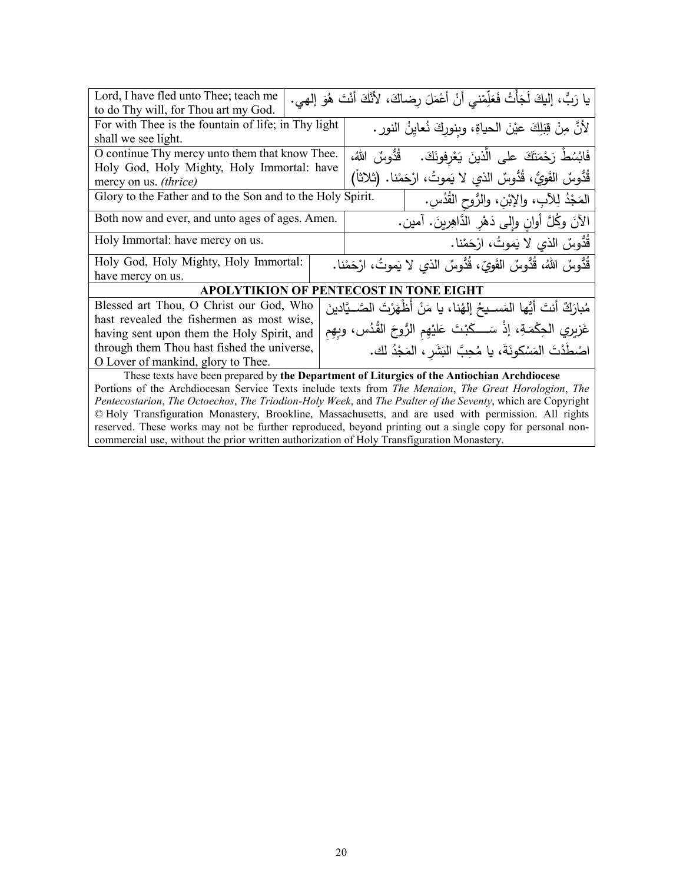| | |
|---|---|
| Lord, I have fled unto Thee; teach me to do Thy will, for Thou art my God. | يا رَبُّ، إليكَ لَجَأْتُ فَعَلِّمْني أنْ أعْمَلَ رِضاكَ، لأنَّكَ أنْتَ هُوَ إلهي. |
| For with Thee is the fountain of life; in Thy light shall we see light. | لأنَّ مِنْ قِبَلِكَ عيْنَ الحياةِ، وبنورِكَ نُعاينُ النور. |
| O continue Thy mercy unto them that know Thee. Holy God, Holy Mighty, Holy Immortal: have mercy on us. *(thrice)* | فَابْسُطْ رَحْمَتَكَ على الَّذينَ يَعْرِفونَكَ. قُدُّوسٌ اللهُ، قُدُّوسٌ القَويُّ، قُدُّوسٌ الذي لا يَموتُ، ارْحَمْنا. (ثلاثاً) |
| Glory to the Father and to the Son and to the Holy Spirit. | المَجْدُ لِلآبِ، والإبْنِ، والرُّوحِ القُدُسِ. |
| Both now and ever, and unto ages of ages. Amen. | الآنَ وكُلَّ أوانٍ وإلى دَهْرِ الدَّاهِرينَ. آمين. |
| Holy Immortal: have mercy on us. | قُدُّوسٌ الذي لا يَموتُ، ارْحَمْنا. |
| Holy God, Holy Mighty, Holy Immortal: have mercy on us. | قُدُّوسٌ اللهُ، قُدُّوسٌ القَويّ، قُدُّوسٌ الذي لا يَموتُ، ارْحَمْنا. |
| **APOLYTIKION OF PENTECOST IN TONE EIGHT** | |
| Blessed art Thou, O Christ our God, Who hast revealed the fishermen as most wise, having sent upon them the Holy Spirit, and through them Thou hast fished the universe, O Lover of mankind, glory to Thee. | مُبارَكٌ أنتَ أيُّها المَسيحُ إلهُنا، يا مَنْ أظْهَرْتَ الصَّيَّادينَ غَزيري الحِكْمَةِ، إذْ سَكَبْتَ عَلَيْهِمِ الرُّوحَ القُدُس، وبِهِم اصْطَدْتَ المَسْكونَةَ، يا مُحِبَّ البَشَرِ، المَجْدُ لك. |

These texts have been prepared by **the Department of Liturgics of the Antiochian Archdiocese**

Portions of the Archdiocesan Service Texts include texts from *The Menaion*, *The Great Horologion*, *The Pentecostarion*, *The Octoechos*, *The Triodion-Holy Week*, and *The Psalter of the Seventy*, which are Copyright © Holy Transfiguration Monastery, Brookline, Massachusetts, and are used with permission. All rights reserved. These works may not be further reproduced, beyond printing out a single copy for personal non-commercial use, without the prior written authorization of Holy Transfiguration Monastery.